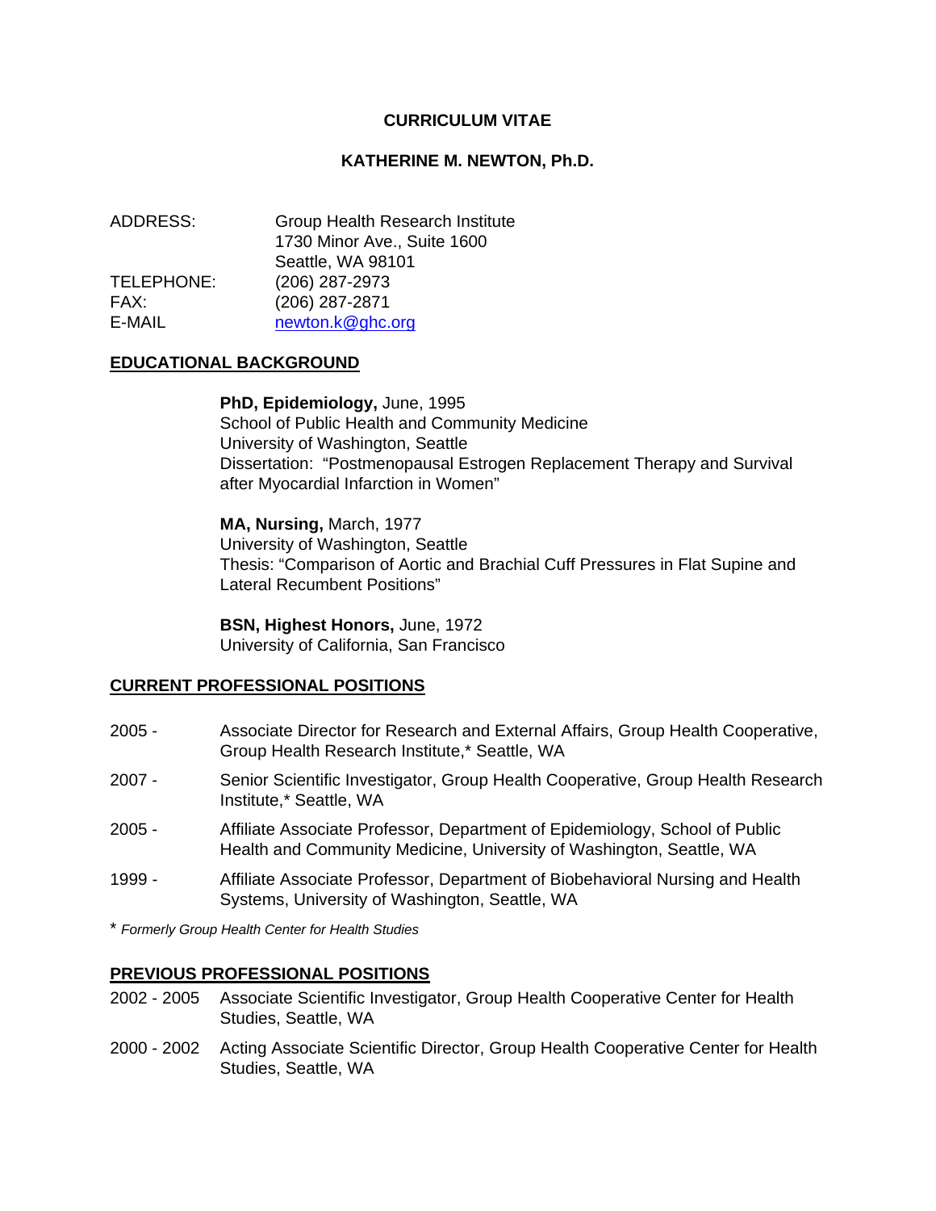# CURRICULUM VITAE

## KATHERINE M. NEWTON, Ph.D.

| | |
|---|---|
| ADDRESS: | Group Health Research Institute<br>1730 Minor Ave., Suite 1600<br>Seattle, WA 98101 |
| TELEPHONE: | (206) 287-2973 |
| FAX: | (206) 287-2871 |
| E-MAIL | newton.k@ghc.org |

## EDUCATIONAL BACKGROUND

**PhD, Epidemiology,** June, 1995
School of Public Health and Community Medicine
University of Washington, Seattle
Dissertation: "Postmenopausal Estrogen Replacement Therapy and Survival after Myocardial Infarction in Women"

**MA, Nursing,** March, 1977
University of Washington, Seattle
Thesis: "Comparison of Aortic and Brachial Cuff Pressures in Flat Supine and Lateral Recumbent Positions"

**BSN, Highest Honors,** June, 1972
University of California, San Francisco

## CURRENT PROFESSIONAL POSITIONS

| | |
|---|---|
| 2005 - | Associate Director for Research and External Affairs, Group Health Cooperative, Group Health Research Institute,* Seattle, WA |
| 2007 - | Senior Scientific Investigator, Group Health Cooperative, Group Health Research Institute,* Seattle, WA |
| 2005 - | Affiliate Associate Professor, Department of Epidemiology, School of Public Health and Community Medicine, University of Washington, Seattle, WA |
| 1999 - | Affiliate Associate Professor, Department of Biobehavioral Nursing and Health Systems, University of Washington, Seattle, WA |

\* *Formerly Group Health Center for Health Studies*

## PREVIOUS PROFESSIONAL POSITIONS

| | |
|---|---|
| 2002 - 2005 | Associate Scientific Investigator, Group Health Cooperative Center for Health Studies, Seattle, WA |
| 2000 - 2002 | Acting Associate Scientific Director, Group Health Cooperative Center for Health Studies, Seattle, WA |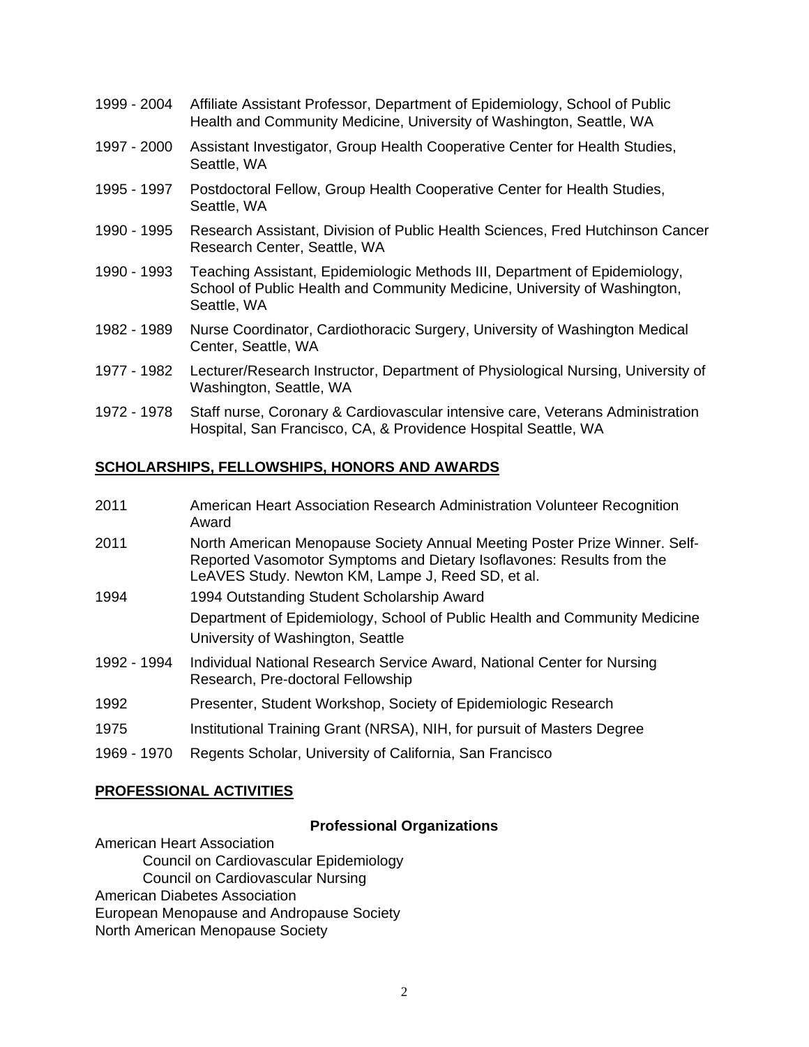1999 - 2004 Affiliate Assistant Professor, Department of Epidemiology, School of Public Health and Community Medicine, University of Washington, Seattle, WA

1997 - 2000 Assistant Investigator, Group Health Cooperative Center for Health Studies, Seattle, WA

1995 - 1997 Postdoctoral Fellow, Group Health Cooperative Center for Health Studies, Seattle, WA

1990 - 1995 Research Assistant, Division of Public Health Sciences, Fred Hutchinson Cancer Research Center, Seattle, WA

1990 - 1993 Teaching Assistant, Epidemiologic Methods III, Department of Epidemiology, School of Public Health and Community Medicine, University of Washington, Seattle, WA

1982 - 1989 Nurse Coordinator, Cardiothoracic Surgery, University of Washington Medical Center, Seattle, WA

1977 - 1982 Lecturer/Research Instructor, Department of Physiological Nursing, University of Washington, Seattle, WA

1972 - 1978 Staff nurse, Coronary & Cardiovascular intensive care, Veterans Administration Hospital, San Francisco, CA, & Providence Hospital Seattle, WA

## SCHOLARSHIPS, FELLOWSHIPS, HONORS AND AWARDS

2011 American Heart Association Research Administration Volunteer Recognition Award

2011 North American Menopause Society Annual Meeting Poster Prize Winner. Self-Reported Vasomotor Symptoms and Dietary Isoflavones: Results from the LeAVES Study. Newton KM, Lampe J, Reed SD, et al.

1994 1994 Outstanding Student Scholarship Award

Department of Epidemiology, School of Public Health and Community Medicine University of Washington, Seattle

1992 - 1994 Individual National Research Service Award, National Center for Nursing Research, Pre-doctoral Fellowship

1992 Presenter, Student Workshop, Society of Epidemiologic Research

1975 Institutional Training Grant (NRSA), NIH, for pursuit of Masters Degree

1969 - 1970 Regents Scholar, University of California, San Francisco

## PROFESSIONAL ACTIVITIES

### Professional Organizations

American Heart Association
- Council on Cardiovascular Epidemiology
- Council on Cardiovascular Nursing

American Diabetes Association
European Menopause and Andropause Society
North American Menopause Society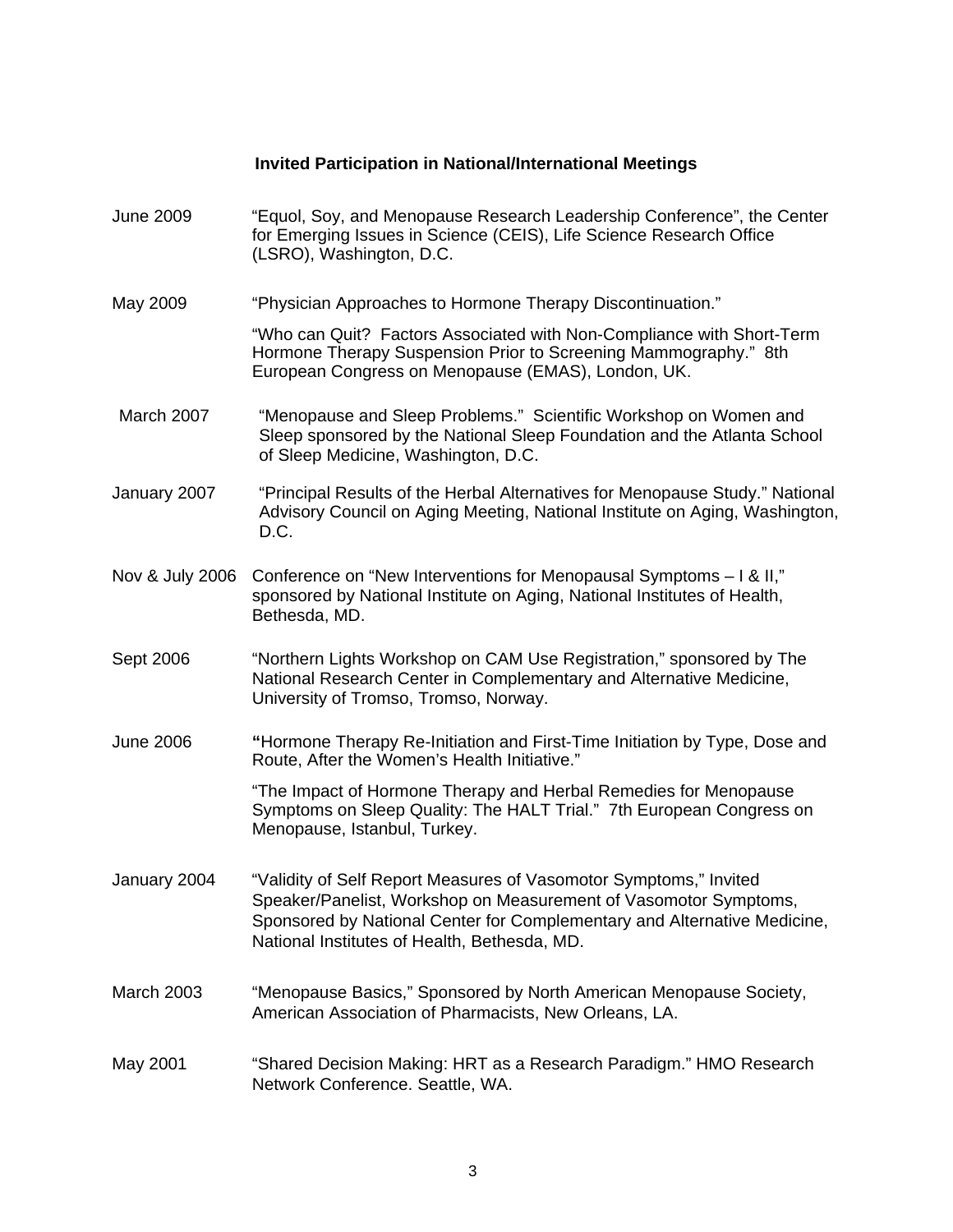## Invited Participation in National/International Meetings

June 2009 — "Equol, Soy, and Menopause Research Leadership Conference", the Center for Emerging Issues in Science (CEIS), Life Science Research Office (LSRO), Washington, D.C.

May 2009 — "Physician Approaches to Hormone Therapy Discontinuation."

"Who can Quit? Factors Associated with Non-Compliance with Short-Term Hormone Therapy Suspension Prior to Screening Mammography." 8th European Congress on Menopause (EMAS), London, UK.

March 2007 — "Menopause and Sleep Problems." Scientific Workshop on Women and Sleep sponsored by the National Sleep Foundation and the Atlanta School of Sleep Medicine, Washington, D.C.

January 2007 — "Principal Results of the Herbal Alternatives for Menopause Study." National Advisory Council on Aging Meeting, National Institute on Aging, Washington, D.C.

Nov & July 2006 — Conference on "New Interventions for Menopausal Symptoms – I & II," sponsored by National Institute on Aging, National Institutes of Health, Bethesda, MD.

Sept 2006 — "Northern Lights Workshop on CAM Use Registration," sponsored by The National Research Center in Complementary and Alternative Medicine, University of Tromso, Tromso, Norway.

June 2006 — "Hormone Therapy Re-Initiation and First-Time Initiation by Type, Dose and Route, After the Women's Health Initiative."

"The Impact of Hormone Therapy and Herbal Remedies for Menopause Symptoms on Sleep Quality: The HALT Trial." 7th European Congress on Menopause, Istanbul, Turkey.

January 2004 — "Validity of Self Report Measures of Vasomotor Symptoms," Invited Speaker/Panelist, Workshop on Measurement of Vasomotor Symptoms, Sponsored by National Center for Complementary and Alternative Medicine, National Institutes of Health, Bethesda, MD.

March 2003 — "Menopause Basics," Sponsored by North American Menopause Society, American Association of Pharmacists, New Orleans, LA.

May 2001 — "Shared Decision Making: HRT as a Research Paradigm." HMO Research Network Conference. Seattle, WA.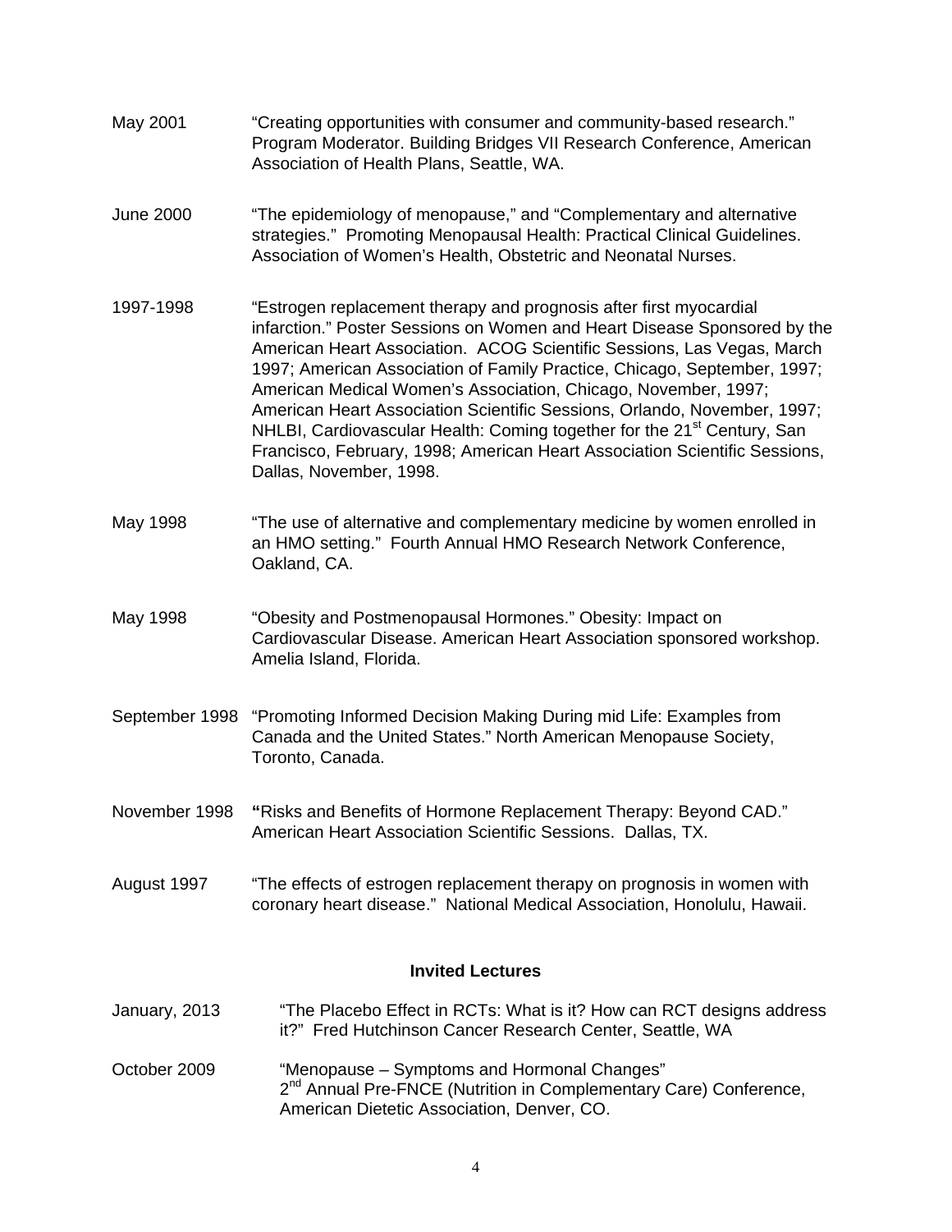May 2001 “Creating opportunities with consumer and community-based research.” Program Moderator. Building Bridges VII Research Conference, American Association of Health Plans, Seattle, WA.

June 2000 “The epidemiology of menopause,” and “Complementary and alternative strategies.” Promoting Menopausal Health: Practical Clinical Guidelines. Association of Women’s Health, Obstetric and Neonatal Nurses.

1997-1998 “Estrogen replacement therapy and prognosis after first myocardial infarction.” Poster Sessions on Women and Heart Disease Sponsored by the American Heart Association. ACOG Scientific Sessions, Las Vegas, March 1997; American Association of Family Practice, Chicago, September, 1997; American Medical Women’s Association, Chicago, November, 1997; American Heart Association Scientific Sessions, Orlando, November, 1997; NHLBI, Cardiovascular Health: Coming together for the 21st Century, San Francisco, February, 1998; American Heart Association Scientific Sessions, Dallas, November, 1998.

May 1998 “The use of alternative and complementary medicine by women enrolled in an HMO setting.” Fourth Annual HMO Research Network Conference, Oakland, CA.

May 1998 “Obesity and Postmenopausal Hormones.” Obesity: Impact on Cardiovascular Disease. American Heart Association sponsored workshop. Amelia Island, Florida.

September 1998 “Promoting Informed Decision Making During mid Life: Examples from Canada and the United States.” North American Menopause Society, Toronto, Canada.

November 1998 **“**Risks and Benefits of Hormone Replacement Therapy: Beyond CAD.” American Heart Association Scientific Sessions. Dallas, TX.

August 1997 “The effects of estrogen replacement therapy on prognosis in women with coronary heart disease.” National Medical Association, Honolulu, Hawaii.

## Invited Lectures

January, 2013 “The Placebo Effect in RCTs: What is it? How can RCT designs address it?” Fred Hutchinson Cancer Research Center, Seattle, WA

October 2009 “Menopause – Symptoms and Hormonal Changes” 2nd Annual Pre-FNCE (Nutrition in Complementary Care) Conference, American Dietetic Association, Denver, CO.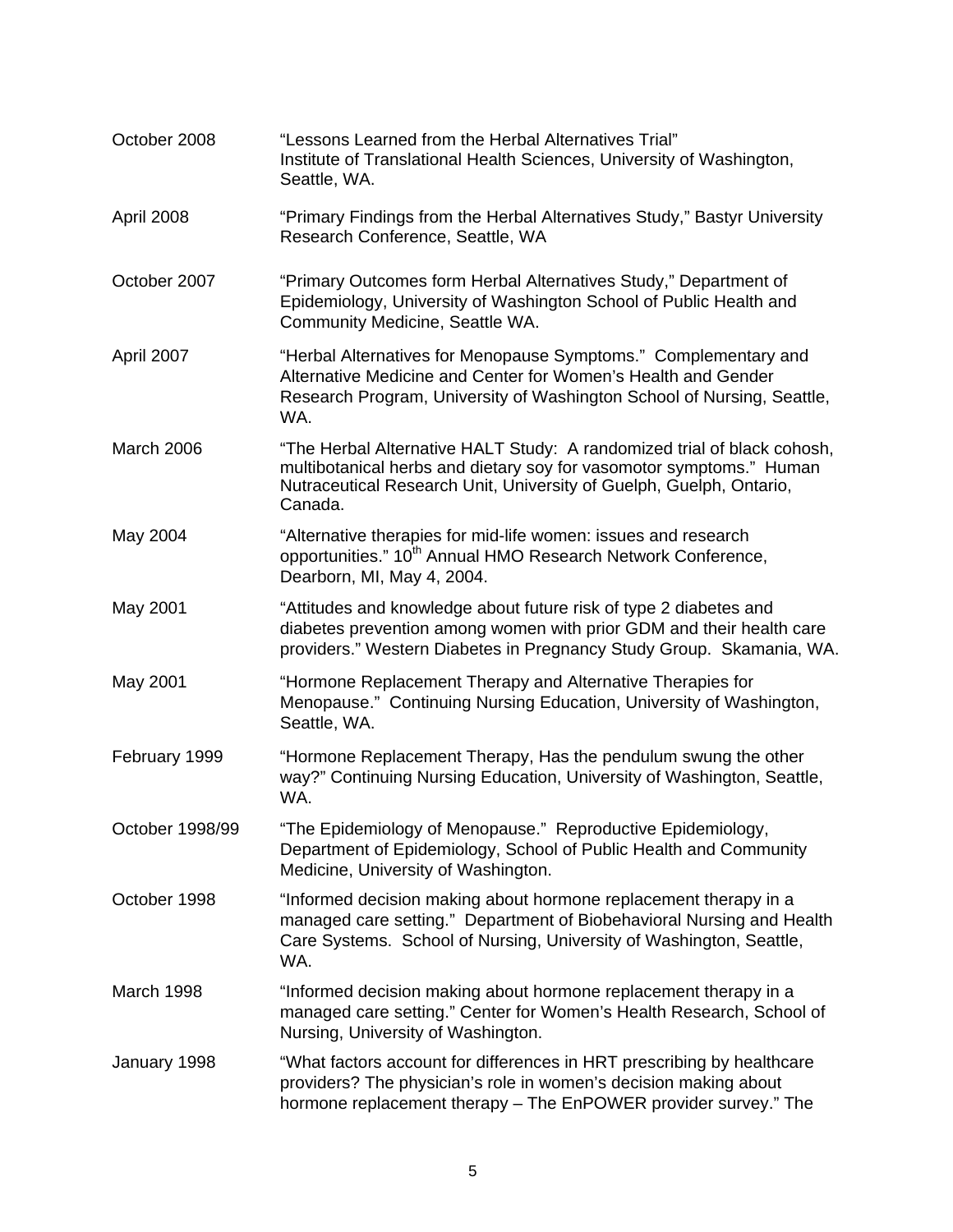| | |
|---|---|
| October 2008 | "Lessons Learned from the Herbal Alternatives Trial" Institute of Translational Health Sciences, University of Washington, Seattle, WA. |
| April 2008 | "Primary Findings from the Herbal Alternatives Study," Bastyr University Research Conference, Seattle, WA |
| October 2007 | "Primary Outcomes form Herbal Alternatives Study," Department of Epidemiology, University of Washington School of Public Health and Community Medicine, Seattle WA. |
| April 2007 | "Herbal Alternatives for Menopause Symptoms." Complementary and Alternative Medicine and Center for Women's Health and Gender Research Program, University of Washington School of Nursing, Seattle, WA. |
| March 2006 | "The Herbal Alternative HALT Study: A randomized trial of black cohosh, multibotanical herbs and dietary soy for vasomotor symptoms." Human Nutraceutical Research Unit, University of Guelph, Guelph, Ontario, Canada. |
| May 2004 | "Alternative therapies for mid-life women: issues and research opportunities." 10th Annual HMO Research Network Conference, Dearborn, MI, May 4, 2004. |
| May 2001 | "Attitudes and knowledge about future risk of type 2 diabetes and diabetes prevention among women with prior GDM and their health care providers." Western Diabetes in Pregnancy Study Group. Skamania, WA. |
| May 2001 | "Hormone Replacement Therapy and Alternative Therapies for Menopause." Continuing Nursing Education, University of Washington, Seattle, WA. |
| February 1999 | "Hormone Replacement Therapy, Has the pendulum swung the other way?" Continuing Nursing Education, University of Washington, Seattle, WA. |
| October 1998/99 | "The Epidemiology of Menopause." Reproductive Epidemiology, Department of Epidemiology, School of Public Health and Community Medicine, University of Washington. |
| October 1998 | "Informed decision making about hormone replacement therapy in a managed care setting." Department of Biobehavioral Nursing and Health Care Systems. School of Nursing, University of Washington, Seattle, WA. |
| March 1998 | "Informed decision making about hormone replacement therapy in a managed care setting." Center for Women's Health Research, School of Nursing, University of Washington. |
| January 1998 | "What factors account for differences in HRT prescribing by healthcare providers? The physician's role in women's decision making about hormone replacement therapy – The EnPOWER provider survey." The |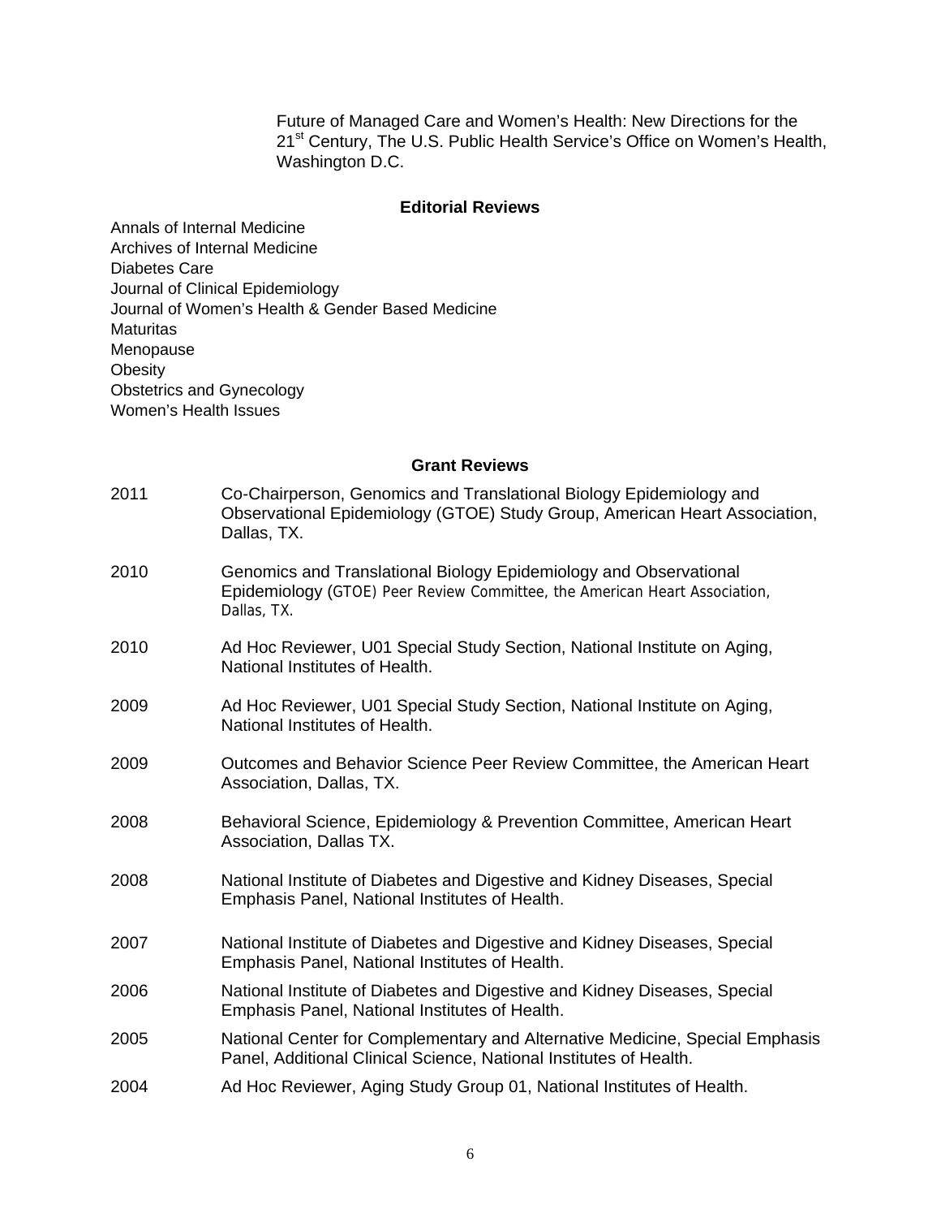Future of Managed Care and Women's Health: New Directions for the 21st Century, The U.S. Public Health Service's Office on Women's Health, Washington D.C.

## Editorial Reviews

Annals of Internal Medicine
Archives of Internal Medicine
Diabetes Care
Journal of Clinical Epidemiology
Journal of Women's Health & Gender Based Medicine
Maturitas
Menopause
Obesity
Obstetrics and Gynecology
Women's Health Issues

## Grant Reviews

| | |
|---|---|
| 2011 | Co-Chairperson, Genomics and Translational Biology Epidemiology and Observational Epidemiology (GTOE) Study Group, American Heart Association, Dallas, TX. |
| 2010 | Genomics and Translational Biology Epidemiology and Observational Epidemiology (GTOE) Peer Review Committee, the American Heart Association, Dallas, TX. |
| 2010 | Ad Hoc Reviewer, U01 Special Study Section, National Institute on Aging, National Institutes of Health. |
| 2009 | Ad Hoc Reviewer, U01 Special Study Section, National Institute on Aging, National Institutes of Health. |
| 2009 | Outcomes and Behavior Science Peer Review Committee, the American Heart Association, Dallas, TX. |
| 2008 | Behavioral Science, Epidemiology & Prevention Committee, American Heart Association, Dallas TX. |
| 2008 | National Institute of Diabetes and Digestive and Kidney Diseases, Special Emphasis Panel, National Institutes of Health. |
| 2007 | National Institute of Diabetes and Digestive and Kidney Diseases, Special Emphasis Panel, National Institutes of Health. |
| 2006 | National Institute of Diabetes and Digestive and Kidney Diseases, Special Emphasis Panel, National Institutes of Health. |
| 2005 | National Center for Complementary and Alternative Medicine, Special Emphasis Panel, Additional Clinical Science, National Institutes of Health. |
| 2004 | Ad Hoc Reviewer, Aging Study Group 01, National Institutes of Health. |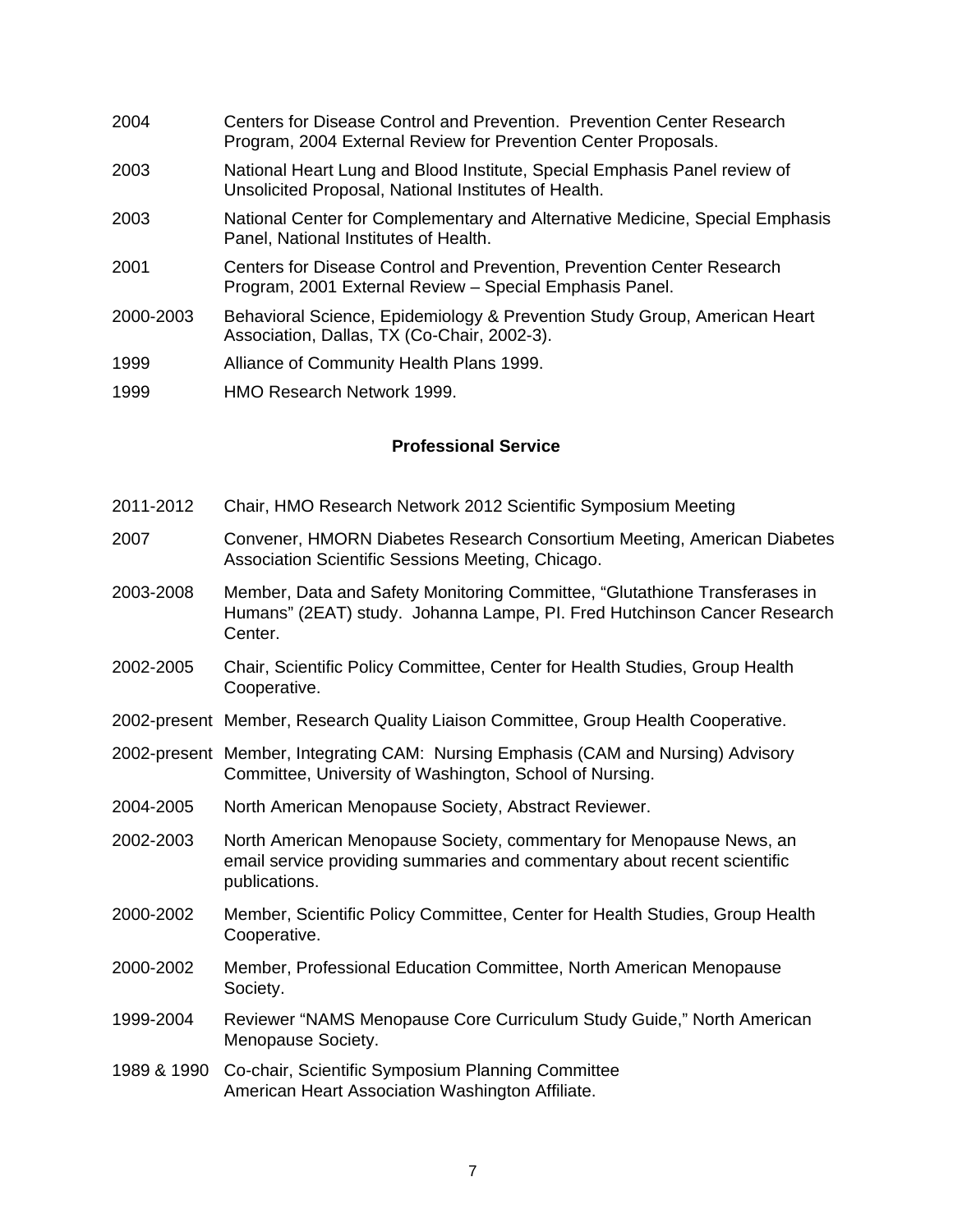2004 Centers for Disease Control and Prevention. Prevention Center Research Program, 2004 External Review for Prevention Center Proposals.

2003 National Heart Lung and Blood Institute, Special Emphasis Panel review of Unsolicited Proposal, National Institutes of Health.

2003 National Center for Complementary and Alternative Medicine, Special Emphasis Panel, National Institutes of Health.

2001 Centers for Disease Control and Prevention, Prevention Center Research Program, 2001 External Review – Special Emphasis Panel.

2000-2003 Behavioral Science, Epidemiology & Prevention Study Group, American Heart Association, Dallas, TX (Co-Chair, 2002-3).

1999 Alliance of Community Health Plans 1999.

1999 HMO Research Network 1999.

## Professional Service

2011-2012 Chair, HMO Research Network 2012 Scientific Symposium Meeting

2007 Convener, HMORN Diabetes Research Consortium Meeting, American Diabetes Association Scientific Sessions Meeting, Chicago.

2003-2008 Member, Data and Safety Monitoring Committee, "Glutathione Transferases in Humans" (2EAT) study. Johanna Lampe, PI. Fred Hutchinson Cancer Research Center.

2002-2005 Chair, Scientific Policy Committee, Center for Health Studies, Group Health Cooperative.

2002-present Member, Research Quality Liaison Committee, Group Health Cooperative.

2002-present Member, Integrating CAM: Nursing Emphasis (CAM and Nursing) Advisory Committee, University of Washington, School of Nursing.

2004-2005 North American Menopause Society, Abstract Reviewer.

2002-2003 North American Menopause Society, commentary for Menopause News, an email service providing summaries and commentary about recent scientific publications.

2000-2002 Member, Scientific Policy Committee, Center for Health Studies, Group Health Cooperative.

2000-2002 Member, Professional Education Committee, North American Menopause Society.

1999-2004 Reviewer "NAMS Menopause Core Curriculum Study Guide," North American Menopause Society.

1989 & 1990 Co-chair, Scientific Symposium Planning Committee
American Heart Association Washington Affiliate.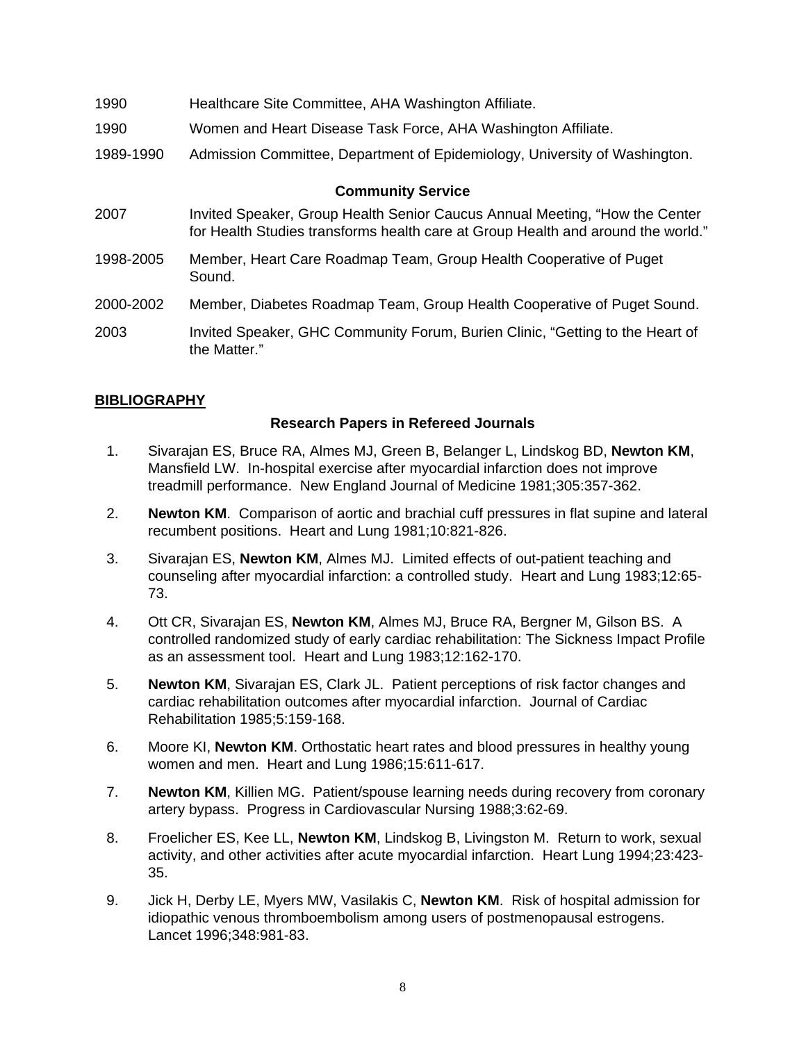1990 Healthcare Site Committee, AHA Washington Affiliate.

1990 Women and Heart Disease Task Force, AHA Washington Affiliate.

1989-1990 Admission Committee, Department of Epidemiology, University of Washington.

### Community Service

2007 Invited Speaker, Group Health Senior Caucus Annual Meeting, "How the Center for Health Studies transforms health care at Group Health and around the world."

1998-2005 Member, Heart Care Roadmap Team, Group Health Cooperative of Puget Sound.

2000-2002 Member, Diabetes Roadmap Team, Group Health Cooperative of Puget Sound.

2003 Invited Speaker, GHC Community Forum, Burien Clinic, "Getting to the Heart of the Matter."

## BIBLIOGRAPHY

### Research Papers in Refereed Journals

1. Sivarajan ES, Bruce RA, Almes MJ, Green B, Belanger L, Lindskog BD, **Newton KM**, Mansfield LW. In-hospital exercise after myocardial infarction does not improve treadmill performance. New England Journal of Medicine 1981;305:357-362.

2. **Newton KM**. Comparison of aortic and brachial cuff pressures in flat supine and lateral recumbent positions. Heart and Lung 1981;10:821-826.

3. Sivarajan ES, **Newton KM**, Almes MJ. Limited effects of out-patient teaching and counseling after myocardial infarction: a controlled study. Heart and Lung 1983;12:65-73.

4. Ott CR, Sivarajan ES, **Newton KM**, Almes MJ, Bruce RA, Bergner M, Gilson BS. A controlled randomized study of early cardiac rehabilitation: The Sickness Impact Profile as an assessment tool. Heart and Lung 1983;12:162-170.

5. **Newton KM**, Sivarajan ES, Clark JL. Patient perceptions of risk factor changes and cardiac rehabilitation outcomes after myocardial infarction. Journal of Cardiac Rehabilitation 1985;5:159-168.

6. Moore KI, **Newton KM**. Orthostatic heart rates and blood pressures in healthy young women and men. Heart and Lung 1986;15:611-617.

7. **Newton KM**, Killien MG. Patient/spouse learning needs during recovery from coronary artery bypass. Progress in Cardiovascular Nursing 1988;3:62-69.

8. Froelicher ES, Kee LL, **Newton KM**, Lindskog B, Livingston M. Return to work, sexual activity, and other activities after acute myocardial infarction. Heart Lung 1994;23:423-35.

9. Jick H, Derby LE, Myers MW, Vasilakis C, **Newton KM**. Risk of hospital admission for idiopathic venous thromboembolism among users of postmenopausal estrogens. Lancet 1996;348:981-83.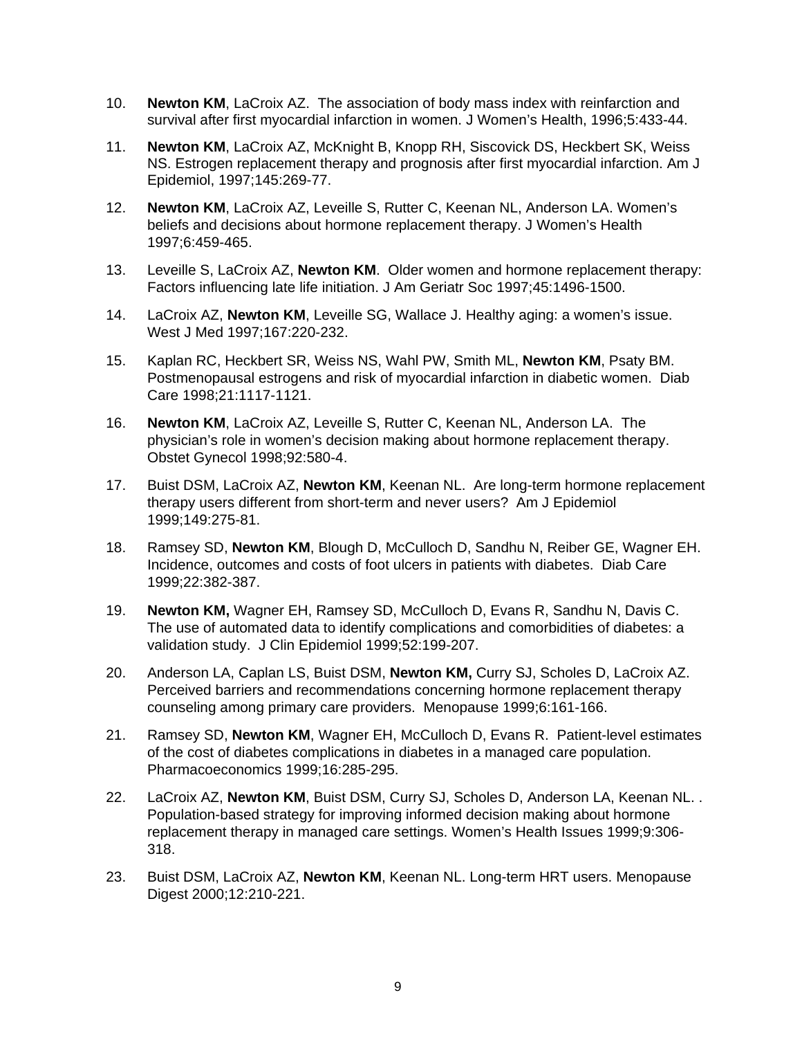10. **Newton KM**, LaCroix AZ.  The association of body mass index with reinfarction and survival after first myocardial infarction in women. J Women's Health, 1996;5:433-44.

11. **Newton KM**, LaCroix AZ, McKnight B, Knopp RH, Siscovick DS, Heckbert SK, Weiss NS. Estrogen replacement therapy and prognosis after first myocardial infarction. Am J Epidemiol, 1997;145:269-77.

12. **Newton KM**, LaCroix AZ, Leveille S, Rutter C, Keenan NL, Anderson LA. Women's beliefs and decisions about hormone replacement therapy. J Women's Health 1997;6:459-465.

13. Leveille S, LaCroix AZ, **Newton KM**.  Older women and hormone replacement therapy: Factors influencing late life initiation. J Am Geriatr Soc 1997;45:1496-1500.

14. LaCroix AZ, **Newton KM**, Leveille SG, Wallace J. Healthy aging: a women's issue. West J Med 1997;167:220-232.

15. Kaplan RC, Heckbert SR, Weiss NS, Wahl PW, Smith ML, **Newton KM**, Psaty BM. Postmenopausal estrogens and risk of myocardial infarction in diabetic women.  Diab Care 1998;21:1117-1121.

16. **Newton KM**, LaCroix AZ, Leveille S, Rutter C, Keenan NL, Anderson LA.  The physician's role in women's decision making about hormone replacement therapy. Obstet Gynecol 1998;92:580-4.

17. Buist DSM, LaCroix AZ, **Newton KM**, Keenan NL.  Are long-term hormone replacement therapy users different from short-term and never users?  Am J Epidemiol 1999;149:275-81.

18. Ramsey SD, **Newton KM**, Blough D, McCulloch D, Sandhu N, Reiber GE, Wagner EH. Incidence, outcomes and costs of foot ulcers in patients with diabetes.  Diab Care 1999;22:382-387.

19. **Newton KM,** Wagner EH, Ramsey SD, McCulloch D, Evans R, Sandhu N, Davis C. The use of automated data to identify complications and comorbidities of diabetes: a validation study.  J Clin Epidemiol 1999;52:199-207.

20. Anderson LA, Caplan LS, Buist DSM, **Newton KM,** Curry SJ, Scholes D, LaCroix AZ. Perceived barriers and recommendations concerning hormone replacement therapy counseling among primary care providers.  Menopause 1999;6:161-166.

21. Ramsey SD, **Newton KM**, Wagner EH, McCulloch D, Evans R.  Patient-level estimates of the cost of diabetes complications in diabetes in a managed care population. Pharmacoeconomics 1999;16:285-295.

22. LaCroix AZ, **Newton KM**, Buist DSM, Curry SJ, Scholes D, Anderson LA, Keenan NL. . Population-based strategy for improving informed decision making about hormone replacement therapy in managed care settings. Women's Health Issues 1999;9:306-318.

23. Buist DSM, LaCroix AZ, **Newton KM**, Keenan NL. Long-term HRT users. Menopause Digest 2000;12:210-221.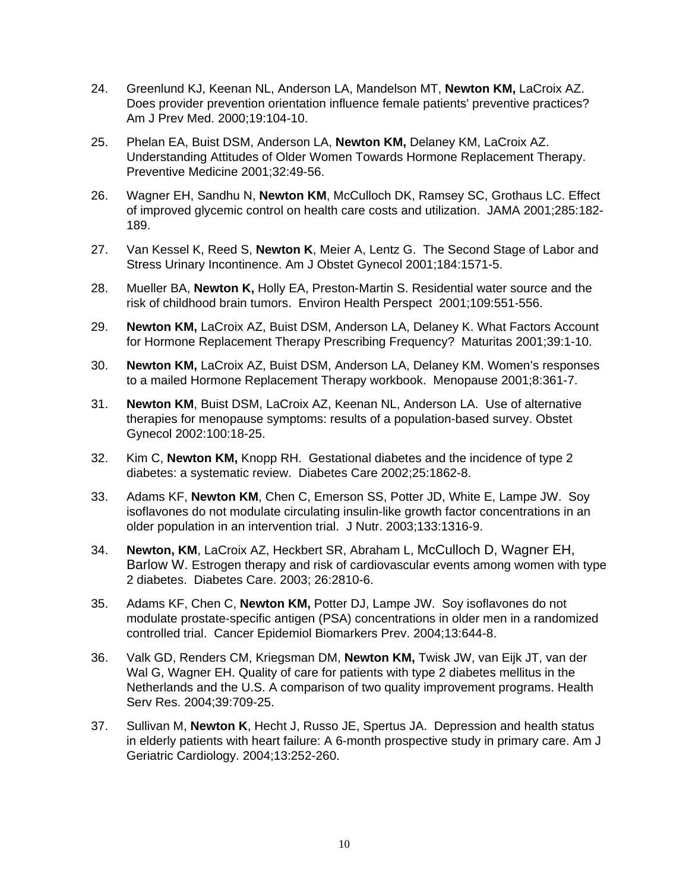24. Greenlund KJ, Keenan NL, Anderson LA, Mandelson MT, **Newton KM,** LaCroix AZ. Does provider prevention orientation influence female patients' preventive practices? Am J Prev Med. 2000;19:104-10.

25. Phelan EA, Buist DSM, Anderson LA, **Newton KM,** Delaney KM, LaCroix AZ. Understanding Attitudes of Older Women Towards Hormone Replacement Therapy. Preventive Medicine 2001;32:49-56.

26. Wagner EH, Sandhu N, **Newton KM**, McCulloch DK, Ramsey SC, Grothaus LC. Effect of improved glycemic control on health care costs and utilization. JAMA 2001;285:182-189.

27. Van Kessel K, Reed S, **Newton K**, Meier A, Lentz G. The Second Stage of Labor and Stress Urinary Incontinence. Am J Obstet Gynecol 2001;184:1571-5.

28. Mueller BA, **Newton K,** Holly EA, Preston-Martin S. Residential water source and the risk of childhood brain tumors. Environ Health Perspect 2001;109:551-556.

29. **Newton KM,** LaCroix AZ, Buist DSM, Anderson LA, Delaney K. What Factors Account for Hormone Replacement Therapy Prescribing Frequency? Maturitas 2001;39:1-10.

30. **Newton KM,** LaCroix AZ, Buist DSM, Anderson LA, Delaney KM. Women's responses to a mailed Hormone Replacement Therapy workbook. Menopause 2001;8:361-7.

31. **Newton KM**, Buist DSM, LaCroix AZ, Keenan NL, Anderson LA. Use of alternative therapies for menopause symptoms: results of a population-based survey. Obstet Gynecol 2002:100:18-25.

32. Kim C, **Newton KM,** Knopp RH. Gestational diabetes and the incidence of type 2 diabetes: a systematic review. Diabetes Care 2002;25:1862-8.

33. Adams KF, **Newton KM**, Chen C, Emerson SS, Potter JD, White E, Lampe JW. Soy isoflavones do not modulate circulating insulin-like growth factor concentrations in an older population in an intervention trial. J Nutr. 2003;133:1316-9.

34. **Newton, KM**, LaCroix AZ, Heckbert SR, Abraham L, McCulloch D, Wagner EH, Barlow W. Estrogen therapy and risk of cardiovascular events among women with type 2 diabetes. Diabetes Care. 2003; 26:2810-6.

35. Adams KF, Chen C, **Newton KM,** Potter DJ, Lampe JW. Soy isoflavones do not modulate prostate-specific antigen (PSA) concentrations in older men in a randomized controlled trial. Cancer Epidemiol Biomarkers Prev. 2004;13:644-8.

36. Valk GD, Renders CM, Kriegsman DM, **Newton KM,** Twisk JW, van Eijk JT, van der Wal G, Wagner EH. Quality of care for patients with type 2 diabetes mellitus in the Netherlands and the U.S. A comparison of two quality improvement programs. Health Serv Res. 2004;39:709-25.

37. Sullivan M, **Newton K**, Hecht J, Russo JE, Spertus JA. Depression and health status in elderly patients with heart failure: A 6-month prospective study in primary care. Am J Geriatric Cardiology. 2004;13:252-260.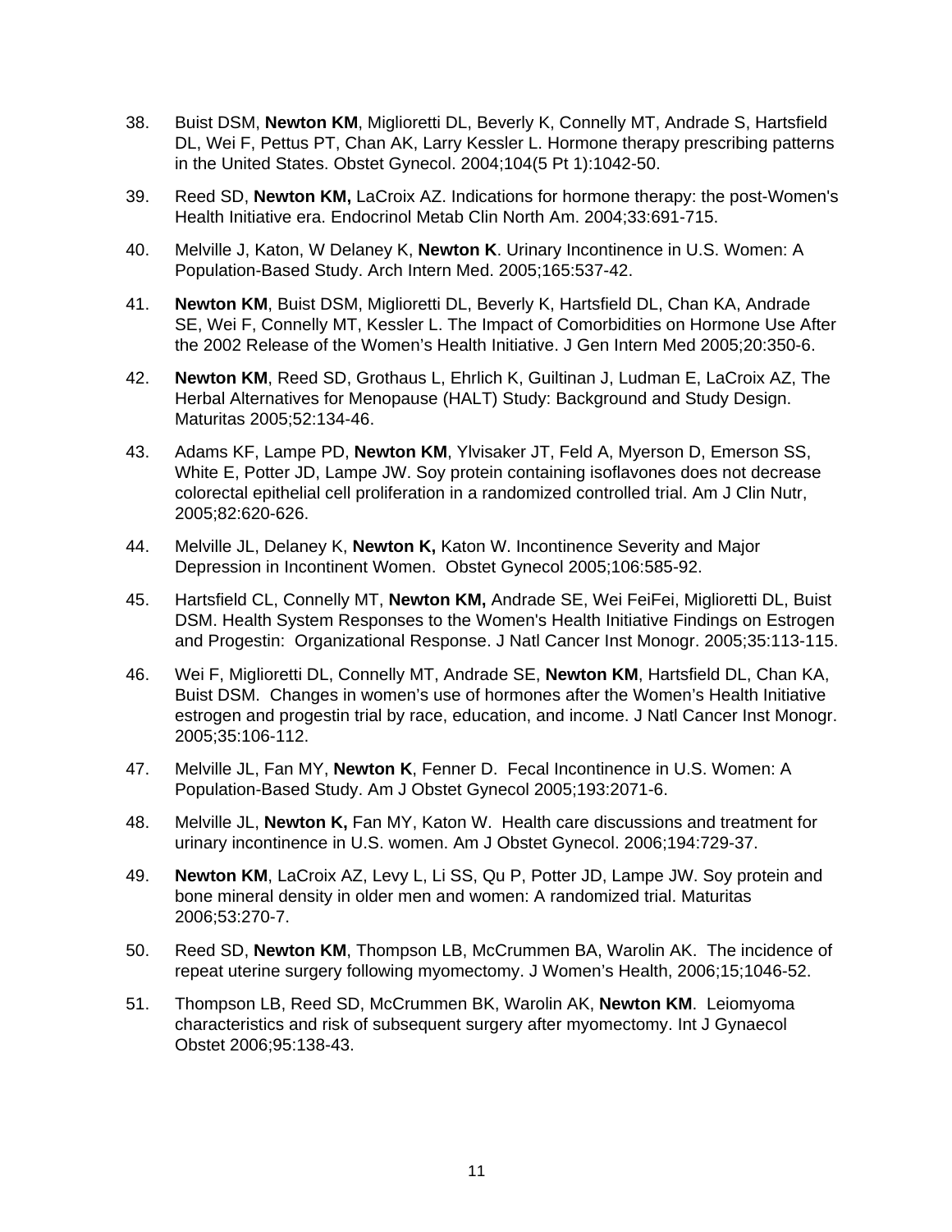38. Buist DSM, **Newton KM**, Miglioretti DL, Beverly K, Connelly MT, Andrade S, Hartsfield DL, Wei F, Pettus PT, Chan AK, Larry Kessler L. Hormone therapy prescribing patterns in the United States. Obstet Gynecol. 2004;104(5 Pt 1):1042-50.

39. Reed SD, **Newton KM,** LaCroix AZ. Indications for hormone therapy: the post-Women's Health Initiative era. Endocrinol Metab Clin North Am. 2004;33:691-715.

40. Melville J, Katon, W Delaney K, **Newton K**. Urinary Incontinence in U.S. Women: A Population-Based Study. Arch Intern Med. 2005;165:537-42.

41. **Newton KM**, Buist DSM, Miglioretti DL, Beverly K, Hartsfield DL, Chan KA, Andrade SE, Wei F, Connelly MT, Kessler L. The Impact of Comorbidities on Hormone Use After the 2002 Release of the Women's Health Initiative. J Gen Intern Med 2005;20:350-6.

42. **Newton KM**, Reed SD, Grothaus L, Ehrlich K, Guiltinan J, Ludman E, LaCroix AZ, The Herbal Alternatives for Menopause (HALT) Study: Background and Study Design. Maturitas 2005;52:134-46.

43. Adams KF, Lampe PD, **Newton KM**, Ylvisaker JT, Feld A, Myerson D, Emerson SS, White E, Potter JD, Lampe JW. Soy protein containing isoflavones does not decrease colorectal epithelial cell proliferation in a randomized controlled trial. Am J Clin Nutr, 2005;82:620-626.

44. Melville JL, Delaney K, **Newton K,** Katon W. Incontinence Severity and Major Depression in Incontinent Women. Obstet Gynecol 2005;106:585-92.

45. Hartsfield CL, Connelly MT, **Newton KM,** Andrade SE, Wei FeiFei, Miglioretti DL, Buist DSM. Health System Responses to the Women's Health Initiative Findings on Estrogen and Progestin: Organizational Response. J Natl Cancer Inst Monogr. 2005;35:113-115.

46. Wei F, Miglioretti DL, Connelly MT, Andrade SE, **Newton KM**, Hartsfield DL, Chan KA, Buist DSM. Changes in women's use of hormones after the Women's Health Initiative estrogen and progestin trial by race, education, and income. J Natl Cancer Inst Monogr. 2005;35:106-112.

47. Melville JL, Fan MY, **Newton K**, Fenner D. Fecal Incontinence in U.S. Women: A Population-Based Study. Am J Obstet Gynecol 2005;193:2071-6.

48. Melville JL, **Newton K,** Fan MY, Katon W. Health care discussions and treatment for urinary incontinence in U.S. women. Am J Obstet Gynecol. 2006;194:729-37.

49. **Newton KM**, LaCroix AZ, Levy L, Li SS, Qu P, Potter JD, Lampe JW. Soy protein and bone mineral density in older men and women: A randomized trial. Maturitas 2006;53:270-7.

50. Reed SD, **Newton KM**, Thompson LB, McCrummen BA, Warolin AK. The incidence of repeat uterine surgery following myomectomy. J Women's Health, 2006;15;1046-52.

51. Thompson LB, Reed SD, McCrummen BK, Warolin AK, **Newton KM**. Leiomyoma characteristics and risk of subsequent surgery after myomectomy. Int J Gynaecol Obstet 2006;95:138-43.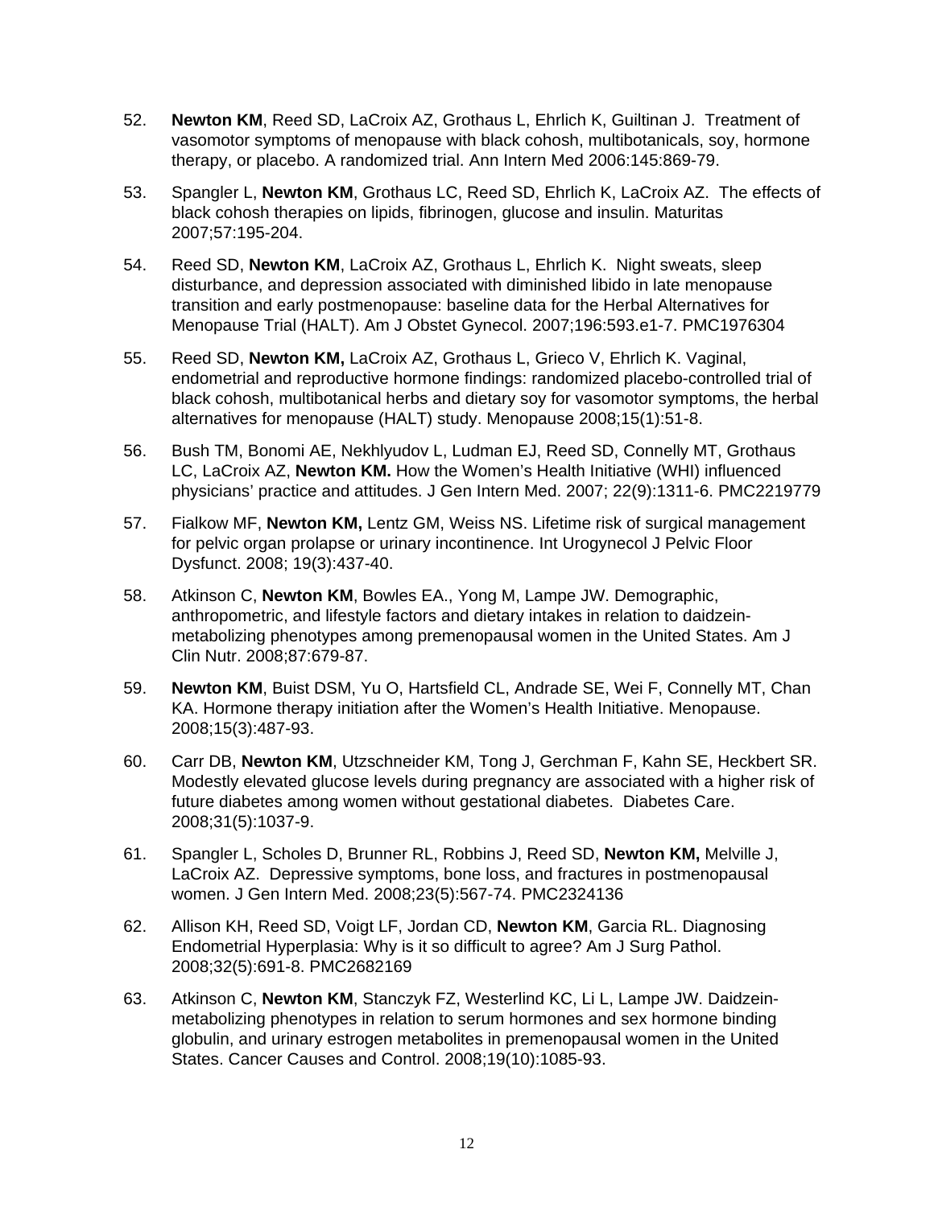52. **Newton KM**, Reed SD, LaCroix AZ, Grothaus L, Ehrlich K, Guiltinan J. Treatment of vasomotor symptoms of menopause with black cohosh, multibotanicals, soy, hormone therapy, or placebo. A randomized trial. Ann Intern Med 2006:145:869-79.

53. Spangler L, **Newton KM**, Grothaus LC, Reed SD, Ehrlich K, LaCroix AZ. The effects of black cohosh therapies on lipids, fibrinogen, glucose and insulin. Maturitas 2007;57:195-204.

54. Reed SD, **Newton KM**, LaCroix AZ, Grothaus L, Ehrlich K. Night sweats, sleep disturbance, and depression associated with diminished libido in late menopause transition and early postmenopause: baseline data for the Herbal Alternatives for Menopause Trial (HALT). Am J Obstet Gynecol. 2007;196:593.e1-7. PMC1976304

55. Reed SD, **Newton KM,** LaCroix AZ, Grothaus L, Grieco V, Ehrlich K. Vaginal, endometrial and reproductive hormone findings: randomized placebo-controlled trial of black cohosh, multibotanical herbs and dietary soy for vasomotor symptoms, the herbal alternatives for menopause (HALT) study. Menopause 2008;15(1):51-8.

56. Bush TM, Bonomi AE, Nekhlyudov L, Ludman EJ, Reed SD, Connelly MT, Grothaus LC, LaCroix AZ, **Newton KM.** How the Women's Health Initiative (WHI) influenced physicians' practice and attitudes. J Gen Intern Med. 2007; 22(9):1311-6. PMC2219779

57. Fialkow MF, **Newton KM,** Lentz GM, Weiss NS. Lifetime risk of surgical management for pelvic organ prolapse or urinary incontinence. Int Urogynecol J Pelvic Floor Dysfunct. 2008; 19(3):437-40.

58. Atkinson C, **Newton KM**, Bowles EA., Yong M, Lampe JW. Demographic, anthropometric, and lifestyle factors and dietary intakes in relation to daidzein-metabolizing phenotypes among premenopausal women in the United States. Am J Clin Nutr. 2008;87:679-87.

59. **Newton KM**, Buist DSM, Yu O, Hartsfield CL, Andrade SE, Wei F, Connelly MT, Chan KA. Hormone therapy initiation after the Women's Health Initiative. Menopause. 2008;15(3):487-93.

60. Carr DB, **Newton KM**, Utzschneider KM, Tong J, Gerchman F, Kahn SE, Heckbert SR. Modestly elevated glucose levels during pregnancy are associated with a higher risk of future diabetes among women without gestational diabetes. Diabetes Care. 2008;31(5):1037-9.

61. Spangler L, Scholes D, Brunner RL, Robbins J, Reed SD, **Newton KM,** Melville J, LaCroix AZ. Depressive symptoms, bone loss, and fractures in postmenopausal women. J Gen Intern Med. 2008;23(5):567-74. PMC2324136

62. Allison KH, Reed SD, Voigt LF, Jordan CD, **Newton KM**, Garcia RL. Diagnosing Endometrial Hyperplasia: Why is it so difficult to agree? Am J Surg Pathol. 2008;32(5):691-8. PMC2682169

63. Atkinson C, **Newton KM**, Stanczyk FZ, Westerlind KC, Li L, Lampe JW. Daidzein-metabolizing phenotypes in relation to serum hormones and sex hormone binding globulin, and urinary estrogen metabolites in premenopausal women in the United States. Cancer Causes and Control. 2008;19(10):1085-93.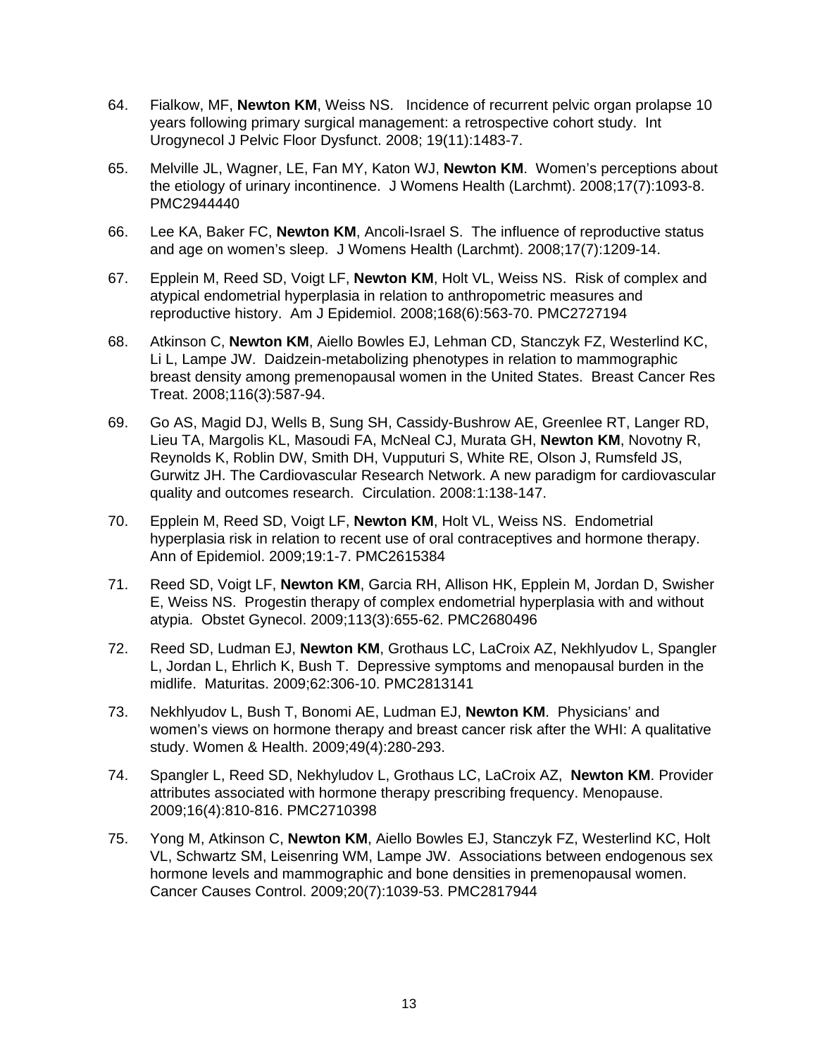64. Fialkow, MF, **Newton KM**, Weiss NS. Incidence of recurrent pelvic organ prolapse 10 years following primary surgical management: a retrospective cohort study. Int Urogynecol J Pelvic Floor Dysfunct. 2008; 19(11):1483-7.

65. Melville JL, Wagner, LE, Fan MY, Katon WJ, **Newton KM**. Women's perceptions about the etiology of urinary incontinence. J Womens Health (Larchmt). 2008;17(7):1093-8. PMC2944440

66. Lee KA, Baker FC, **Newton KM**, Ancoli-Israel S. The influence of reproductive status and age on women's sleep. J Womens Health (Larchmt). 2008;17(7):1209-14.

67. Epplein M, Reed SD, Voigt LF, **Newton KM**, Holt VL, Weiss NS. Risk of complex and atypical endometrial hyperplasia in relation to anthropometric measures and reproductive history. Am J Epidemiol. 2008;168(6):563-70. PMC2727194

68. Atkinson C, **Newton KM**, Aiello Bowles EJ, Lehman CD, Stanczyk FZ, Westerlind KC, Li L, Lampe JW. Daidzein-metabolizing phenotypes in relation to mammographic breast density among premenopausal women in the United States. Breast Cancer Res Treat. 2008;116(3):587-94.

69. Go AS, Magid DJ, Wells B, Sung SH, Cassidy-Bushrow AE, Greenlee RT, Langer RD, Lieu TA, Margolis KL, Masoudi FA, McNeal CJ, Murata GH, **Newton KM**, Novotny R, Reynolds K, Roblin DW, Smith DH, Vupputuri S, White RE, Olson J, Rumsfeld JS, Gurwitz JH. The Cardiovascular Research Network. A new paradigm for cardiovascular quality and outcomes research. Circulation. 2008:1:138-147.

70. Epplein M, Reed SD, Voigt LF, **Newton KM**, Holt VL, Weiss NS. Endometrial hyperplasia risk in relation to recent use of oral contraceptives and hormone therapy. Ann of Epidemiol. 2009;19:1-7. PMC2615384

71. Reed SD, Voigt LF, **Newton KM**, Garcia RH, Allison HK, Epplein M, Jordan D, Swisher E, Weiss NS. Progestin therapy of complex endometrial hyperplasia with and without atypia. Obstet Gynecol. 2009;113(3):655-62. PMC2680496

72. Reed SD, Ludman EJ, **Newton KM**, Grothaus LC, LaCroix AZ, Nekhlyudov L, Spangler L, Jordan L, Ehrlich K, Bush T. Depressive symptoms and menopausal burden in the midlife. Maturitas. 2009;62:306-10. PMC2813141

73. Nekhlyudov L, Bush T, Bonomi AE, Ludman EJ, **Newton KM**. Physicians' and women's views on hormone therapy and breast cancer risk after the WHI: A qualitative study. Women & Health. 2009;49(4):280-293.

74. Spangler L, Reed SD, Nekhyludov L, Grothaus LC, LaCroix AZ, **Newton KM**. Provider attributes associated with hormone therapy prescribing frequency. Menopause. 2009;16(4):810-816. PMC2710398

75. Yong M, Atkinson C, **Newton KM**, Aiello Bowles EJ, Stanczyk FZ, Westerlind KC, Holt VL, Schwartz SM, Leisenring WM, Lampe JW. Associations between endogenous sex hormone levels and mammographic and bone densities in premenopausal women. Cancer Causes Control. 2009;20(7):1039-53. PMC2817944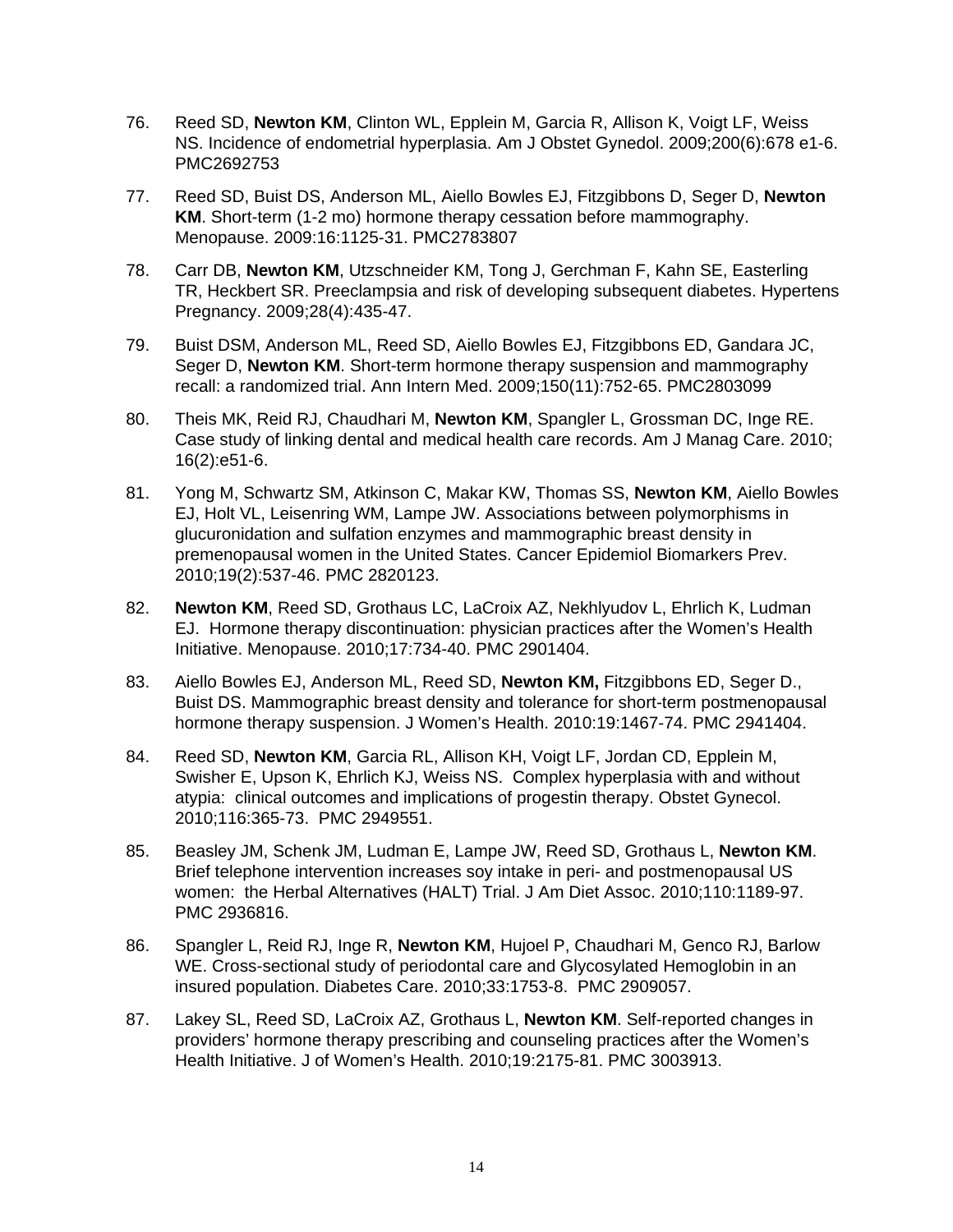76. Reed SD, **Newton KM**, Clinton WL, Epplein M, Garcia R, Allison K, Voigt LF, Weiss NS. Incidence of endometrial hyperplasia. Am J Obstet Gynedol. 2009;200(6):678 e1-6. PMC2692753

77. Reed SD, Buist DS, Anderson ML, Aiello Bowles EJ, Fitzgibbons D, Seger D, **Newton KM**. Short-term (1-2 mo) hormone therapy cessation before mammography. Menopause. 2009:16:1125-31. PMC2783807

78. Carr DB, **Newton KM**, Utzschneider KM, Tong J, Gerchman F, Kahn SE, Easterling TR, Heckbert SR. Preeclampsia and risk of developing subsequent diabetes. Hypertens Pregnancy. 2009;28(4):435-47.

79. Buist DSM, Anderson ML, Reed SD, Aiello Bowles EJ, Fitzgibbons ED, Gandara JC, Seger D, **Newton KM**. Short-term hormone therapy suspension and mammography recall: a randomized trial. Ann Intern Med. 2009;150(11):752-65. PMC2803099

80. Theis MK, Reid RJ, Chaudhari M, **Newton KM**, Spangler L, Grossman DC, Inge RE. Case study of linking dental and medical health care records. Am J Manag Care. 2010; 16(2):e51-6.

81. Yong M, Schwartz SM, Atkinson C, Makar KW, Thomas SS, **Newton KM**, Aiello Bowles EJ, Holt VL, Leisenring WM, Lampe JW. Associations between polymorphisms in glucuronidation and sulfation enzymes and mammographic breast density in premenopausal women in the United States. Cancer Epidemiol Biomarkers Prev. 2010;19(2):537-46. PMC 2820123.

82. **Newton KM**, Reed SD, Grothaus LC, LaCroix AZ, Nekhlyudov L, Ehrlich K, Ludman EJ. Hormone therapy discontinuation: physician practices after the Women's Health Initiative. Menopause. 2010;17:734-40. PMC 2901404.

83. Aiello Bowles EJ, Anderson ML, Reed SD, **Newton KM,** Fitzgibbons ED, Seger D., Buist DS. Mammographic breast density and tolerance for short-term postmenopausal hormone therapy suspension. J Women's Health. 2010:19:1467-74. PMC 2941404.

84. Reed SD, **Newton KM**, Garcia RL, Allison KH, Voigt LF, Jordan CD, Epplein M, Swisher E, Upson K, Ehrlich KJ, Weiss NS. Complex hyperplasia with and without atypia: clinical outcomes and implications of progestin therapy. Obstet Gynecol. 2010;116:365-73. PMC 2949551.

85. Beasley JM, Schenk JM, Ludman E, Lampe JW, Reed SD, Grothaus L, **Newton KM**. Brief telephone intervention increases soy intake in peri- and postmenopausal US women: the Herbal Alternatives (HALT) Trial. J Am Diet Assoc. 2010;110:1189-97. PMC 2936816.

86. Spangler L, Reid RJ, Inge R, **Newton KM**, Hujoel P, Chaudhari M, Genco RJ, Barlow WE. Cross-sectional study of periodontal care and Glycosylated Hemoglobin in an insured population. Diabetes Care. 2010;33:1753-8. PMC 2909057.

87. Lakey SL, Reed SD, LaCroix AZ, Grothaus L, **Newton KM**. Self-reported changes in providers' hormone therapy prescribing and counseling practices after the Women's Health Initiative. J of Women's Health. 2010;19:2175-81. PMC 3003913.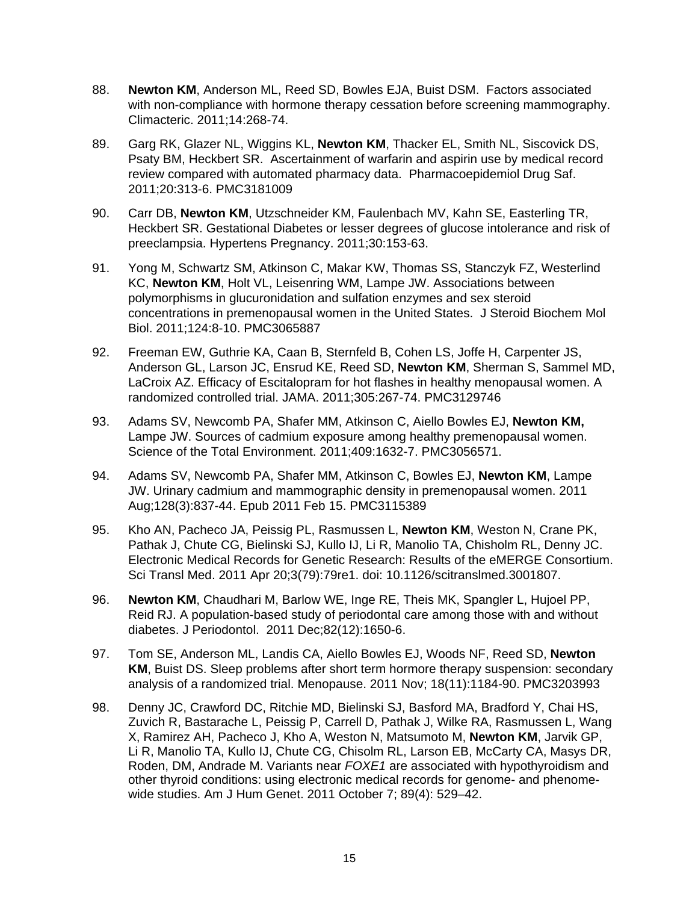88. **Newton KM**, Anderson ML, Reed SD, Bowles EJA, Buist DSM. Factors associated with non-compliance with hormone therapy cessation before screening mammography. Climacteric. 2011;14:268-74.

89. Garg RK, Glazer NL, Wiggins KL, **Newton KM**, Thacker EL, Smith NL, Siscovick DS, Psaty BM, Heckbert SR. Ascertainment of warfarin and aspirin use by medical record review compared with automated pharmacy data. Pharmacoepidemiol Drug Saf. 2011;20:313-6. PMC3181009

90. Carr DB, **Newton KM**, Utzschneider KM, Faulenbach MV, Kahn SE, Easterling TR, Heckbert SR. Gestational Diabetes or lesser degrees of glucose intolerance and risk of preeclampsia. Hypertens Pregnancy. 2011;30:153-63.

91. Yong M, Schwartz SM, Atkinson C, Makar KW, Thomas SS, Stanczyk FZ, Westerlind KC, **Newton KM**, Holt VL, Leisenring WM, Lampe JW. Associations between polymorphisms in glucuronidation and sulfation enzymes and sex steroid concentrations in premenopausal women in the United States. J Steroid Biochem Mol Biol. 2011;124:8-10. PMC3065887

92. Freeman EW, Guthrie KA, Caan B, Sternfeld B, Cohen LS, Joffe H, Carpenter JS, Anderson GL, Larson JC, Ensrud KE, Reed SD, **Newton KM**, Sherman S, Sammel MD, LaCroix AZ. Efficacy of Escitalopram for hot flashes in healthy menopausal women. A randomized controlled trial. JAMA. 2011;305:267-74. PMC3129746

93. Adams SV, Newcomb PA, Shafer MM, Atkinson C, Aiello Bowles EJ, **Newton KM,** Lampe JW. Sources of cadmium exposure among healthy premenopausal women. Science of the Total Environment. 2011;409:1632-7. PMC3056571.

94. Adams SV, Newcomb PA, Shafer MM, Atkinson C, Bowles EJ, **Newton KM**, Lampe JW. Urinary cadmium and mammographic density in premenopausal women. 2011 Aug;128(3):837-44. Epub 2011 Feb 15. PMC3115389

95. Kho AN, Pacheco JA, Peissig PL, Rasmussen L, **Newton KM**, Weston N, Crane PK, Pathak J, Chute CG, Bielinski SJ, Kullo IJ, Li R, Manolio TA, Chisholm RL, Denny JC. Electronic Medical Records for Genetic Research: Results of the eMERGE Consortium. Sci Transl Med. 2011 Apr 20;3(79):79re1. doi: 10.1126/scitranslmed.3001807.

96. **Newton KM**, Chaudhari M, Barlow WE, Inge RE, Theis MK, Spangler L, Hujoel PP, Reid RJ. A population-based study of periodontal care among those with and without diabetes. J Periodontol. 2011 Dec;82(12):1650-6.

97. Tom SE, Anderson ML, Landis CA, Aiello Bowles EJ, Woods NF, Reed SD, **Newton KM**, Buist DS. Sleep problems after short term hormore therapy suspension: secondary analysis of a randomized trial. Menopause. 2011 Nov; 18(11):1184-90. PMC3203993

98. Denny JC, Crawford DC, Ritchie MD, Bielinski SJ, Basford MA, Bradford Y, Chai HS, Zuvich R, Bastarache L, Peissig P, Carrell D, Pathak J, Wilke RA, Rasmussen L, Wang X, Ramirez AH, Pacheco J, Kho A, Weston N, Matsumoto M, **Newton KM**, Jarvik GP, Li R, Manolio TA, Kullo IJ, Chute CG, Chisolm RL, Larson EB, McCarty CA, Masys DR, Roden, DM, Andrade M. Variants near *FOXE1* are associated with hypothyroidism and other thyroid conditions: using electronic medical records for genome- and phenome-wide studies. Am J Hum Genet. 2011 October 7; 89(4): 529–42.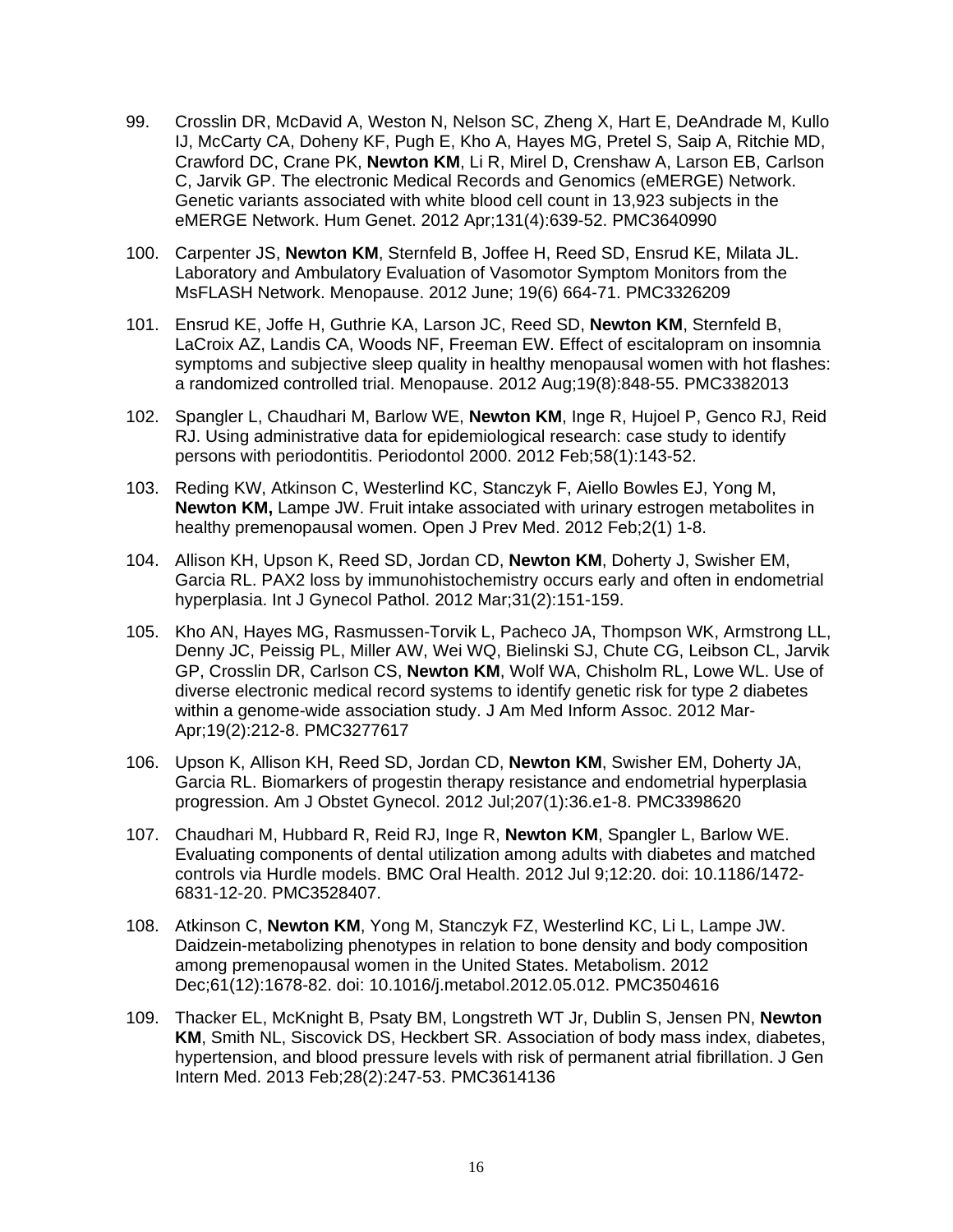99. Crosslin DR, McDavid A, Weston N, Nelson SC, Zheng X, Hart E, DeAndrade M, Kullo IJ, McCarty CA, Doheny KF, Pugh E, Kho A, Hayes MG, Pretel S, Saip A, Ritchie MD, Crawford DC, Crane PK, **Newton KM**, Li R, Mirel D, Crenshaw A, Larson EB, Carlson C, Jarvik GP. The electronic Medical Records and Genomics (eMERGE) Network. Genetic variants associated with white blood cell count in 13,923 subjects in the eMERGE Network. Hum Genet. 2012 Apr;131(4):639-52. PMC3640990

100. Carpenter JS, **Newton KM**, Sternfeld B, Joffee H, Reed SD, Ensrud KE, Milata JL. Laboratory and Ambulatory Evaluation of Vasomotor Symptom Monitors from the MsFLASH Network. Menopause. 2012 June; 19(6) 664-71. PMC3326209

101. Ensrud KE, Joffe H, Guthrie KA, Larson JC, Reed SD, **Newton KM**, Sternfeld B, LaCroix AZ, Landis CA, Woods NF, Freeman EW. Effect of escitalopram on insomnia symptoms and subjective sleep quality in healthy menopausal women with hot flashes: a randomized controlled trial. Menopause. 2012 Aug;19(8):848-55. PMC3382013

102. Spangler L, Chaudhari M, Barlow WE, **Newton KM**, Inge R, Hujoel P, Genco RJ, Reid RJ. Using administrative data for epidemiological research: case study to identify persons with periodontitis. Periodontol 2000. 2012 Feb;58(1):143-52.

103. Reding KW, Atkinson C, Westerlind KC, Stanczyk F, Aiello Bowles EJ, Yong M, **Newton KM,** Lampe JW. Fruit intake associated with urinary estrogen metabolites in healthy premenopausal women. Open J Prev Med. 2012 Feb;2(1) 1-8.

104. Allison KH, Upson K, Reed SD, Jordan CD, **Newton KM**, Doherty J, Swisher EM, Garcia RL. PAX2 loss by immunohistochemistry occurs early and often in endometrial hyperplasia. Int J Gynecol Pathol. 2012 Mar;31(2):151-159.

105. Kho AN, Hayes MG, Rasmussen-Torvik L, Pacheco JA, Thompson WK, Armstrong LL, Denny JC, Peissig PL, Miller AW, Wei WQ, Bielinski SJ, Chute CG, Leibson CL, Jarvik GP, Crosslin DR, Carlson CS, **Newton KM**, Wolf WA, Chisholm RL, Lowe WL. Use of diverse electronic medical record systems to identify genetic risk for type 2 diabetes within a genome-wide association study. J Am Med Inform Assoc. 2012 Mar-Apr;19(2):212-8. PMC3277617

106. Upson K, Allison KH, Reed SD, Jordan CD, **Newton KM**, Swisher EM, Doherty JA, Garcia RL. Biomarkers of progestin therapy resistance and endometrial hyperplasia progression. Am J Obstet Gynecol. 2012 Jul;207(1):36.e1-8. PMC3398620

107. Chaudhari M, Hubbard R, Reid RJ, Inge R, **Newton KM**, Spangler L, Barlow WE. Evaluating components of dental utilization among adults with diabetes and matched controls via Hurdle models. BMC Oral Health. 2012 Jul 9;12:20. doi: 10.1186/1472-6831-12-20. PMC3528407.

108. Atkinson C, **Newton KM**, Yong M, Stanczyk FZ, Westerlind KC, Li L, Lampe JW. Daidzein-metabolizing phenotypes in relation to bone density and body composition among premenopausal women in the United States. Metabolism. 2012 Dec;61(12):1678-82. doi: 10.1016/j.metabol.2012.05.012. PMC3504616

109. Thacker EL, McKnight B, Psaty BM, Longstreth WT Jr, Dublin S, Jensen PN, **Newton KM**, Smith NL, Siscovick DS, Heckbert SR. Association of body mass index, diabetes, hypertension, and blood pressure levels with risk of permanent atrial fibrillation. J Gen Intern Med. 2013 Feb;28(2):247-53. PMC3614136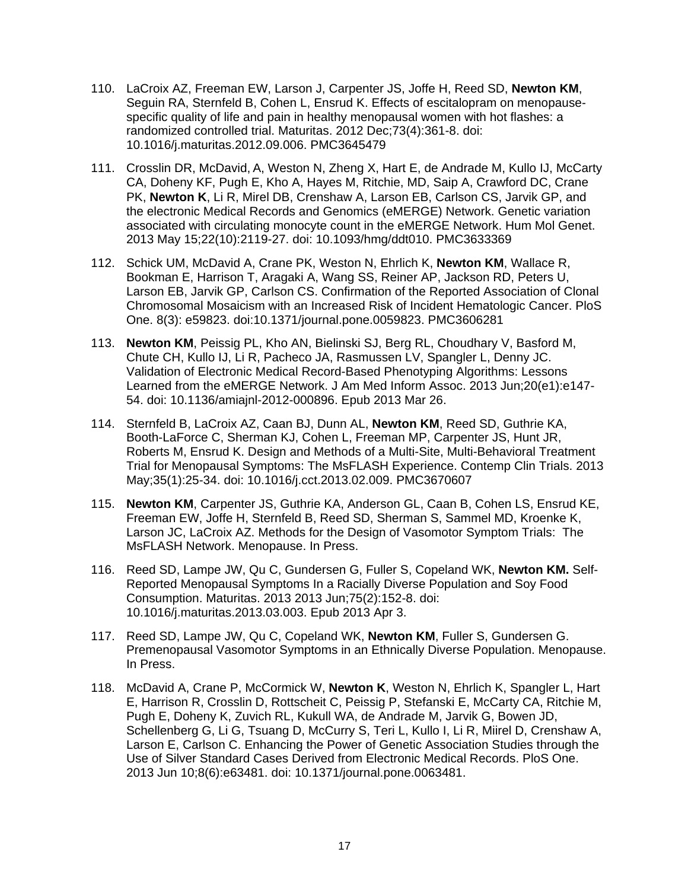110. LaCroix AZ, Freeman EW, Larson J, Carpenter JS, Joffe H, Reed SD, **Newton KM**, Seguin RA, Sternfeld B, Cohen L, Ensrud K. Effects of escitalopram on menopause-specific quality of life and pain in healthy menopausal women with hot flashes: a randomized controlled trial. Maturitas. 2012 Dec;73(4):361-8. doi: 10.1016/j.maturitas.2012.09.006. PMC3645479

111. Crosslin DR, McDavid, A, Weston N, Zheng X, Hart E, de Andrade M, Kullo IJ, McCarty CA, Doheny KF, Pugh E, Kho A, Hayes M, Ritchie, MD, Saip A, Crawford DC, Crane PK, **Newton K**, Li R, Mirel DB, Crenshaw A, Larson EB, Carlson CS, Jarvik GP, and the electronic Medical Records and Genomics (eMERGE) Network. Genetic variation associated with circulating monocyte count in the eMERGE Network. Hum Mol Genet. 2013 May 15;22(10):2119-27. doi: 10.1093/hmg/ddt010. PMC3633369

112. Schick UM, McDavid A, Crane PK, Weston N, Ehrlich K, **Newton KM**, Wallace R, Bookman E, Harrison T, Aragaki A, Wang SS, Reiner AP, Jackson RD, Peters U, Larson EB, Jarvik GP, Carlson CS. Confirmation of the Reported Association of Clonal Chromosomal Mosaicism with an Increased Risk of Incident Hematologic Cancer. PloS One. 8(3): e59823. doi:10.1371/journal.pone.0059823. PMC3606281

113. **Newton KM**, Peissig PL, Kho AN, Bielinski SJ, Berg RL, Choudhary V, Basford M, Chute CH, Kullo IJ, Li R, Pacheco JA, Rasmussen LV, Spangler L, Denny JC. Validation of Electronic Medical Record-Based Phenotyping Algorithms: Lessons Learned from the eMERGE Network. J Am Med Inform Assoc. 2013 Jun;20(e1):e147-54. doi: 10.1136/amiajnl-2012-000896. Epub 2013 Mar 26.

114. Sternfeld B, LaCroix AZ, Caan BJ, Dunn AL, **Newton KM**, Reed SD, Guthrie KA, Booth-LaForce C, Sherman KJ, Cohen L, Freeman MP, Carpenter JS, Hunt JR, Roberts M, Ensrud K. Design and Methods of a Multi-Site, Multi-Behavioral Treatment Trial for Menopausal Symptoms: The MsFLASH Experience. Contemp Clin Trials. 2013 May;35(1):25-34. doi: 10.1016/j.cct.2013.02.009. PMC3670607

115. **Newton KM**, Carpenter JS, Guthrie KA, Anderson GL, Caan B, Cohen LS, Ensrud KE, Freeman EW, Joffe H, Sternfeld B, Reed SD, Sherman S, Sammel MD, Kroenke K, Larson JC, LaCroix AZ. Methods for the Design of Vasomotor Symptom Trials: The MsFLASH Network. Menopause. In Press.

116. Reed SD, Lampe JW, Qu C, Gundersen G, Fuller S, Copeland WK, **Newton KM.** Self-Reported Menopausal Symptoms In a Racially Diverse Population and Soy Food Consumption. Maturitas. 2013 2013 Jun;75(2):152-8. doi: 10.1016/j.maturitas.2013.03.003. Epub 2013 Apr 3.

117. Reed SD, Lampe JW, Qu C, Copeland WK, **Newton KM**, Fuller S, Gundersen G. Premenopausal Vasomotor Symptoms in an Ethnically Diverse Population. Menopause. In Press.

118. McDavid A, Crane P, McCormick W, **Newton K**, Weston N, Ehrlich K, Spangler L, Hart E, Harrison R, Crosslin D, Rottscheit C, Peissig P, Stefanski E, McCarty CA, Ritchie M, Pugh E, Doheny K, Zuvich RL, Kukull WA, de Andrade M, Jarvik G, Bowen JD, Schellenberg G, Li G, Tsuang D, McCurry S, Teri L, Kullo I, Li R, Miirel D, Crenshaw A, Larson E, Carlson C. Enhancing the Power of Genetic Association Studies through the Use of Silver Standard Cases Derived from Electronic Medical Records. PloS One. 2013 Jun 10;8(6):e63481. doi: 10.1371/journal.pone.0063481.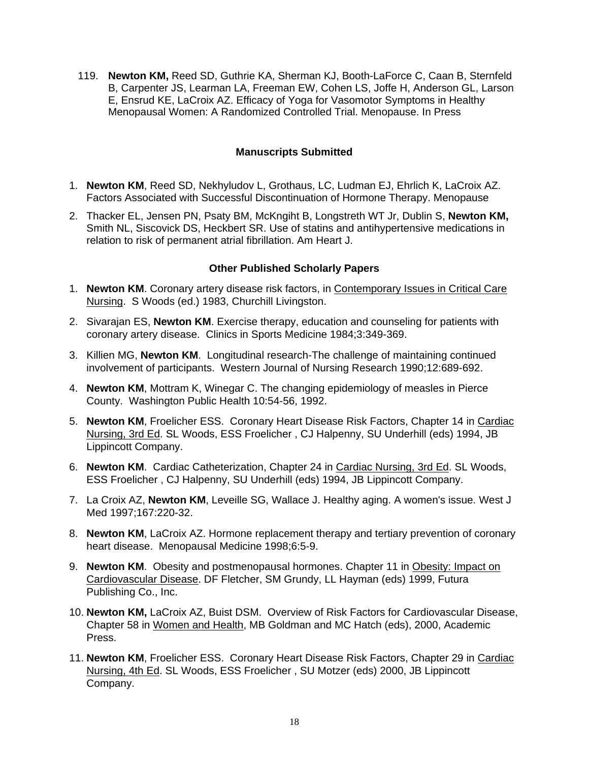119. **Newton KM,** Reed SD, Guthrie KA, Sherman KJ, Booth-LaForce C, Caan B, Sternfeld B, Carpenter JS, Learman LA, Freeman EW, Cohen LS, Joffe H, Anderson GL, Larson E, Ensrud KE, LaCroix AZ. Efficacy of Yoga for Vasomotor Symptoms in Healthy Menopausal Women: A Randomized Controlled Trial. Menopause. In Press

### Manuscripts Submitted

1. **Newton KM**, Reed SD, Nekhyludov L, Grothaus, LC, Ludman EJ, Ehrlich K, LaCroix AZ. Factors Associated with Successful Discontinuation of Hormone Therapy. Menopause
2. Thacker EL, Jensen PN, Psaty BM, McKngiht B, Longstreth WT Jr, Dublin S, **Newton KM,** Smith NL, Siscovick DS, Heckbert SR. Use of statins and antihypertensive medications in relation to risk of permanent atrial fibrillation. Am Heart J.

### Other Published Scholarly Papers

1. **Newton KM**. Coronary artery disease risk factors, in Contemporary Issues in Critical Care Nursing. S Woods (ed.) 1983, Churchill Livingston.
2. Sivarajan ES, **Newton KM**. Exercise therapy, education and counseling for patients with coronary artery disease. Clinics in Sports Medicine 1984;3:349-369.
3. Killien MG, **Newton KM**. Longitudinal research-The challenge of maintaining continued involvement of participants. Western Journal of Nursing Research 1990;12:689-692.
4. **Newton KM**, Mottram K, Winegar C. The changing epidemiology of measles in Pierce County. Washington Public Health 10:54-56, 1992.
5. **Newton KM**, Froelicher ESS. Coronary Heart Disease Risk Factors, Chapter 14 in Cardiac Nursing, 3rd Ed. SL Woods, ESS Froelicher , CJ Halpenny, SU Underhill (eds) 1994, JB Lippincott Company.
6. **Newton KM**. Cardiac Catheterization, Chapter 24 in Cardiac Nursing, 3rd Ed. SL Woods, ESS Froelicher , CJ Halpenny, SU Underhill (eds) 1994, JB Lippincott Company.
7. La Croix AZ, **Newton KM**, Leveille SG, Wallace J. Healthy aging. A women's issue. West J Med 1997;167:220-32.
8. **Newton KM**, LaCroix AZ. Hormone replacement therapy and tertiary prevention of coronary heart disease. Menopausal Medicine 1998;6:5-9.
9. **Newton KM**. Obesity and postmenopausal hormones. Chapter 11 in Obesity: Impact on Cardiovascular Disease. DF Fletcher, SM Grundy, LL Hayman (eds) 1999, Futura Publishing Co., Inc.
10. **Newton KM,** LaCroix AZ, Buist DSM. Overview of Risk Factors for Cardiovascular Disease, Chapter 58 in Women and Health, MB Goldman and MC Hatch (eds), 2000, Academic Press.
11. **Newton KM**, Froelicher ESS. Coronary Heart Disease Risk Factors, Chapter 29 in Cardiac Nursing, 4th Ed. SL Woods, ESS Froelicher , SU Motzer (eds) 2000, JB Lippincott Company.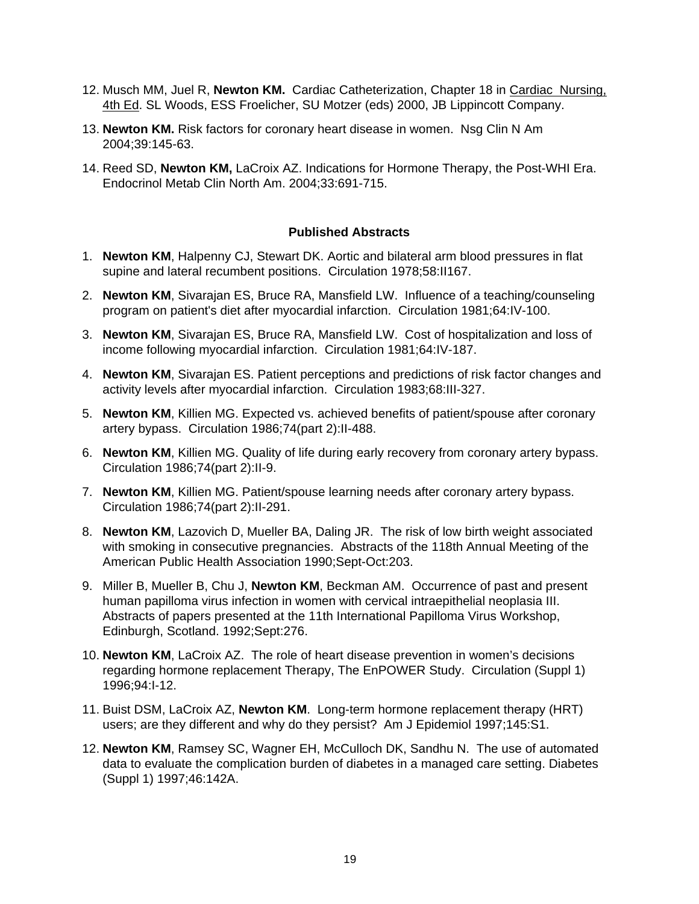12. Musch MM, Juel R, **Newton KM.** Cardiac Catheterization, Chapter 18 in Cardiac Nursing, 4th Ed. SL Woods, ESS Froelicher, SU Motzer (eds) 2000, JB Lippincott Company.

13. **Newton KM.** Risk factors for coronary heart disease in women. Nsg Clin N Am 2004;39:145-63.

14. Reed SD, **Newton KM,** LaCroix AZ. Indications for Hormone Therapy, the Post-WHI Era. Endocrinol Metab Clin North Am. 2004;33:691-715.

### Published Abstracts

1. **Newton KM**, Halpenny CJ, Stewart DK. Aortic and bilateral arm blood pressures in flat supine and lateral recumbent positions. Circulation 1978;58:II167.

2. **Newton KM**, Sivarajan ES, Bruce RA, Mansfield LW. Influence of a teaching/counseling program on patient's diet after myocardial infarction. Circulation 1981;64:IV-100.

3. **Newton KM**, Sivarajan ES, Bruce RA, Mansfield LW. Cost of hospitalization and loss of income following myocardial infarction. Circulation 1981;64:IV-187.

4. **Newton KM**, Sivarajan ES. Patient perceptions and predictions of risk factor changes and activity levels after myocardial infarction. Circulation 1983;68:III-327.

5. **Newton KM**, Killien MG. Expected vs. achieved benefits of patient/spouse after coronary artery bypass. Circulation 1986;74(part 2):II-488.

6. **Newton KM**, Killien MG. Quality of life during early recovery from coronary artery bypass. Circulation 1986;74(part 2):II-9.

7. **Newton KM**, Killien MG. Patient/spouse learning needs after coronary artery bypass. Circulation 1986;74(part 2):II-291.

8. **Newton KM**, Lazovich D, Mueller BA, Daling JR. The risk of low birth weight associated with smoking in consecutive pregnancies. Abstracts of the 118th Annual Meeting of the American Public Health Association 1990;Sept-Oct:203.

9. Miller B, Mueller B, Chu J, **Newton KM**, Beckman AM. Occurrence of past and present human papilloma virus infection in women with cervical intraepithelial neoplasia III. Abstracts of papers presented at the 11th International Papilloma Virus Workshop, Edinburgh, Scotland. 1992;Sept:276.

10. **Newton KM**, LaCroix AZ. The role of heart disease prevention in women's decisions regarding hormone replacement Therapy, The EnPOWER Study. Circulation (Suppl 1) 1996;94:I-12.

11. Buist DSM, LaCroix AZ, **Newton KM**. Long-term hormone replacement therapy (HRT) users; are they different and why do they persist? Am J Epidemiol 1997;145:S1.

12. **Newton KM**, Ramsey SC, Wagner EH, McCulloch DK, Sandhu N. The use of automated data to evaluate the complication burden of diabetes in a managed care setting. Diabetes (Suppl 1) 1997;46:142A.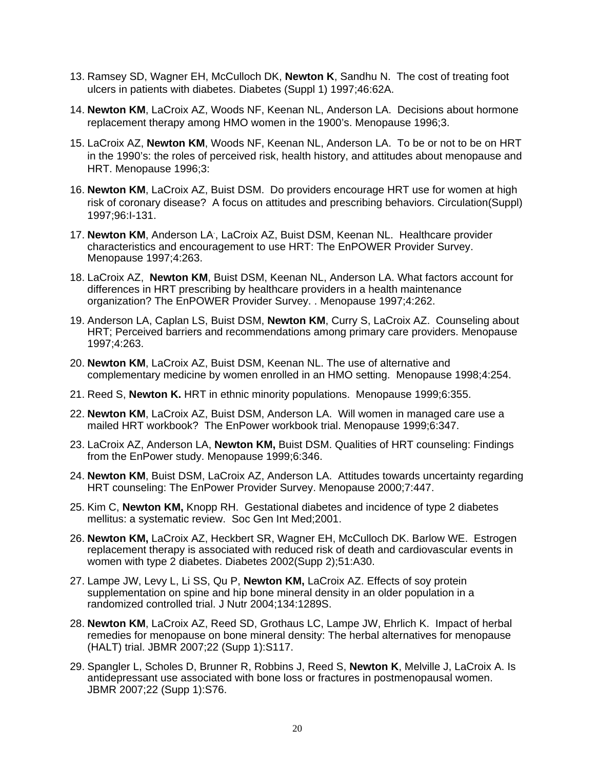13. Ramsey SD, Wagner EH, McCulloch DK, **Newton K**, Sandhu N. The cost of treating foot ulcers in patients with diabetes. Diabetes (Suppl 1) 1997;46:62A.

14. **Newton KM**, LaCroix AZ, Woods NF, Keenan NL, Anderson LA. Decisions about hormone replacement therapy among HMO women in the 1900's. Menopause 1996;3.

15. LaCroix AZ, **Newton KM**, Woods NF, Keenan NL, Anderson LA. To be or not to be on HRT in the 1990's: the roles of perceived risk, health history, and attitudes about menopause and HRT. Menopause 1996;3:

16. **Newton KM**, LaCroix AZ, Buist DSM. Do providers encourage HRT use for women at high risk of coronary disease? A focus on attitudes and prescribing behaviors. Circulation(Suppl) 1997;96:I-131.

17. **Newton KM**, Anderson LA., LaCroix AZ, Buist DSM, Keenan NL. Healthcare provider characteristics and encouragement to use HRT: The EnPOWER Provider Survey. Menopause 1997;4:263.

18. LaCroix AZ, **Newton KM**, Buist DSM, Keenan NL, Anderson LA. What factors account for differences in HRT prescribing by healthcare providers in a health maintenance organization? The EnPOWER Provider Survey. . Menopause 1997;4:262.

19. Anderson LA, Caplan LS, Buist DSM, **Newton KM**, Curry S, LaCroix AZ. Counseling about HRT; Perceived barriers and recommendations among primary care providers. Menopause 1997;4:263.

20. **Newton KM**, LaCroix AZ, Buist DSM, Keenan NL. The use of alternative and complementary medicine by women enrolled in an HMO setting. Menopause 1998;4:254.

21. Reed S, **Newton K.** HRT in ethnic minority populations. Menopause 1999;6:355.

22. **Newton KM**, LaCroix AZ, Buist DSM, Anderson LA. Will women in managed care use a mailed HRT workbook? The EnPower workbook trial. Menopause 1999;6:347.

23. LaCroix AZ, Anderson LA, **Newton KM,** Buist DSM. Qualities of HRT counseling: Findings from the EnPower study. Menopause 1999;6:346.

24. **Newton KM**, Buist DSM, LaCroix AZ, Anderson LA. Attitudes towards uncertainty regarding HRT counseling: The EnPower Provider Survey. Menopause 2000;7:447.

25. Kim C, **Newton KM,** Knopp RH. Gestational diabetes and incidence of type 2 diabetes mellitus: a systematic review. Soc Gen Int Med;2001.

26. **Newton KM,** LaCroix AZ, Heckbert SR, Wagner EH, McCulloch DK. Barlow WE. Estrogen replacement therapy is associated with reduced risk of death and cardiovascular events in women with type 2 diabetes. Diabetes 2002(Supp 2);51:A30.

27. Lampe JW, Levy L, Li SS, Qu P, **Newton KM,** LaCroix AZ. Effects of soy protein supplementation on spine and hip bone mineral density in an older population in a randomized controlled trial. J Nutr 2004;134:1289S.

28. **Newton KM**, LaCroix AZ, Reed SD, Grothaus LC, Lampe JW, Ehrlich K. Impact of herbal remedies for menopause on bone mineral density: The herbal alternatives for menopause (HALT) trial. JBMR 2007;22 (Supp 1):S117.

29. Spangler L, Scholes D, Brunner R, Robbins J, Reed S, **Newton K**, Melville J, LaCroix A. Is antidepressant use associated with bone loss or fractures in postmenopausal women. JBMR 2007;22 (Supp 1):S76.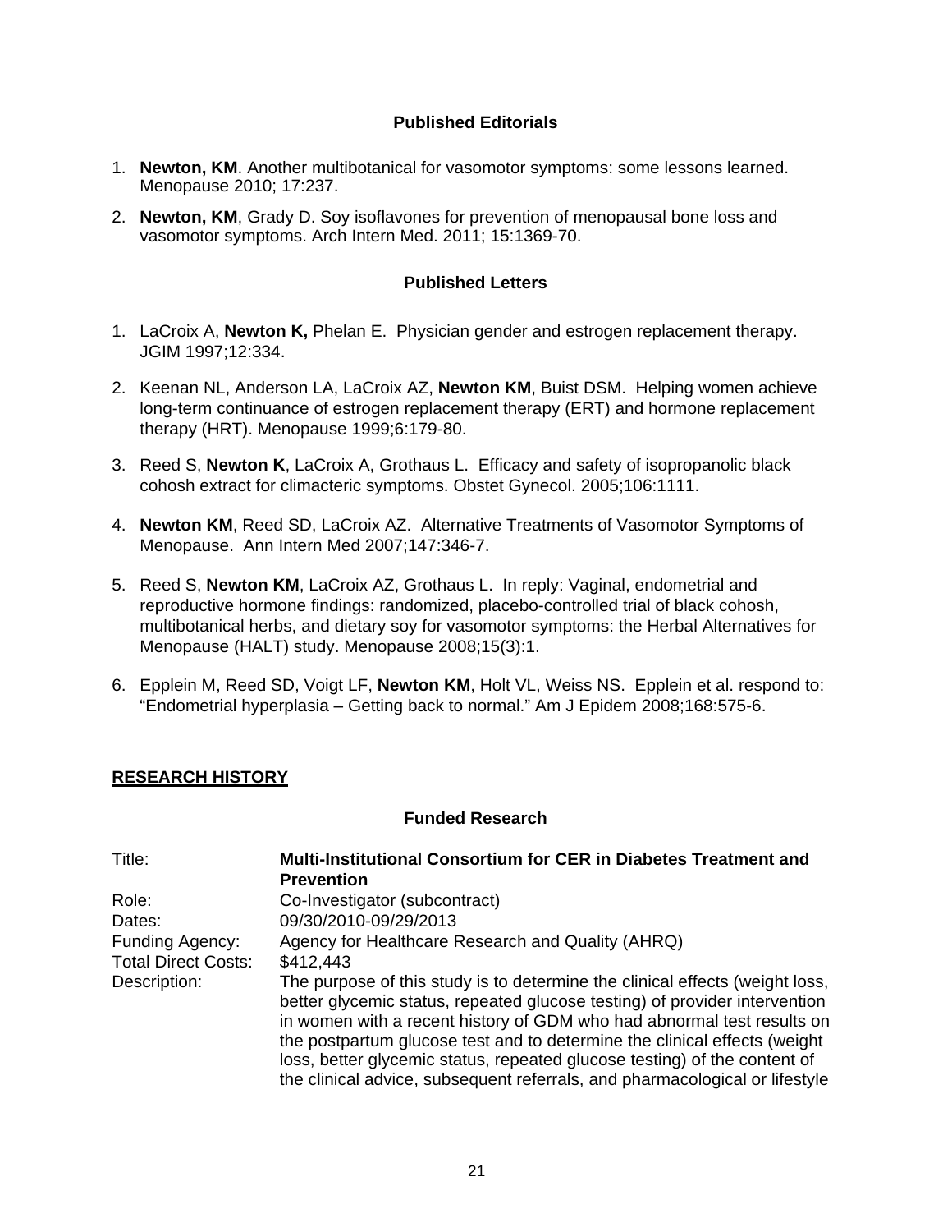### Published Editorials

1. **Newton, KM**. Another multibotanical for vasomotor symptoms: some lessons learned. Menopause 2010; 17:237.
2. **Newton, KM**, Grady D. Soy isoflavones for prevention of menopausal bone loss and vasomotor symptoms. Arch Intern Med. 2011; 15:1369-70.

### Published Letters

1. LaCroix A, **Newton K,** Phelan E. Physician gender and estrogen replacement therapy. JGIM 1997;12:334.
2. Keenan NL, Anderson LA, LaCroix AZ, **Newton KM**, Buist DSM. Helping women achieve long-term continuance of estrogen replacement therapy (ERT) and hormone replacement therapy (HRT). Menopause 1999;6:179-80.
3. Reed S, **Newton K**, LaCroix A, Grothaus L. Efficacy and safety of isopropanolic black cohosh extract for climacteric symptoms. Obstet Gynecol. 2005;106:1111.
4. **Newton KM**, Reed SD, LaCroix AZ. Alternative Treatments of Vasomotor Symptoms of Menopause. Ann Intern Med 2007;147:346-7.
5. Reed S, **Newton KM**, LaCroix AZ, Grothaus L. In reply: Vaginal, endometrial and reproductive hormone findings: randomized, placebo-controlled trial of black cohosh, multibotanical herbs, and dietary soy for vasomotor symptoms: the Herbal Alternatives for Menopause (HALT) study. Menopause 2008;15(3):1.
6. Epplein M, Reed SD, Voigt LF, **Newton KM**, Holt VL, Weiss NS. Epplein et al. respond to: “Endometrial hyperplasia – Getting back to normal.” Am J Epidem 2008;168:575-6.

## RESEARCH HISTORY

### Funded Research

| | |
|---|---|
| Title: | **Multi-Institutional Consortium for CER in Diabetes Treatment and Prevention** |
| Role: | Co-Investigator (subcontract) |
| Dates: | 09/30/2010-09/29/2013 |
| Funding Agency: | Agency for Healthcare Research and Quality (AHRQ) |
| Total Direct Costs: | $412,443 |
| Description: | The purpose of this study is to determine the clinical effects (weight loss, better glycemic status, repeated glucose testing) of provider intervention in women with a recent history of GDM who had abnormal test results on the postpartum glucose test and to determine the clinical effects (weight loss, better glycemic status, repeated glucose testing) of the content of the clinical advice, subsequent referrals, and pharmacological or lifestyle |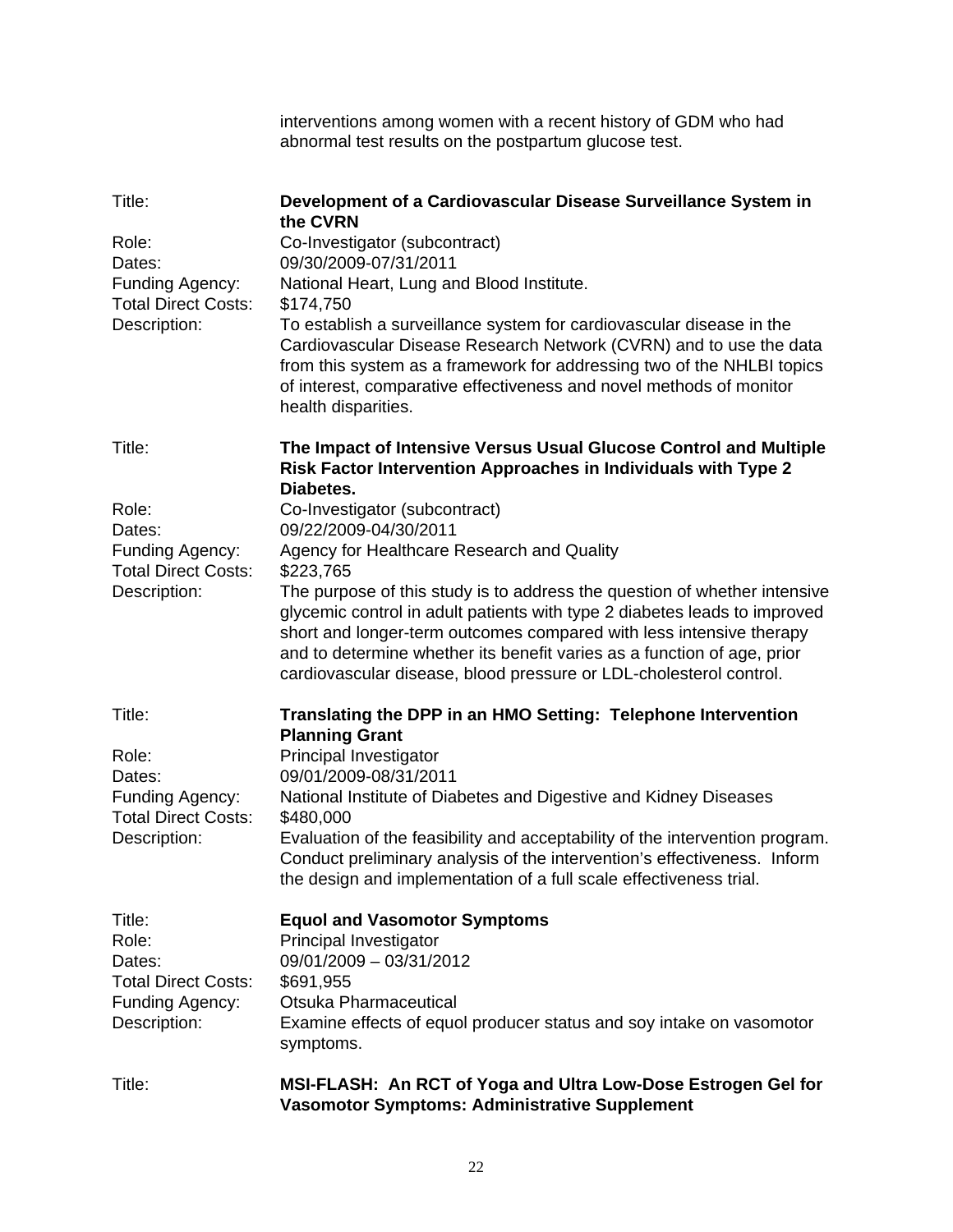interventions among women with a recent history of GDM who had abnormal test results on the postpartum glucose test.

| | |
|---|---|
| Title: | **Development of a Cardiovascular Disease Surveillance System in the CVRN** |
| Role: | Co-Investigator (subcontract) |
| Dates: | 09/30/2009-07/31/2011 |
| Funding Agency: | National Heart, Lung and Blood Institute. |
| Total Direct Costs: | $174,750 |
| Description: | To establish a surveillance system for cardiovascular disease in the Cardiovascular Disease Research Network (CVRN) and to use the data from this system as a framework for addressing two of the NHLBI topics of interest, comparative effectiveness and novel methods of monitor health disparities. |

| | |
|---|---|
| Title: | **The Impact of Intensive Versus Usual Glucose Control and Multiple Risk Factor Intervention Approaches in Individuals with Type 2 Diabetes.** |
| Role: | Co-Investigator (subcontract) |
| Dates: | 09/22/2009-04/30/2011 |
| Funding Agency: | Agency for Healthcare Research and Quality |
| Total Direct Costs: | $223,765 |
| Description: | The purpose of this study is to address the question of whether intensive glycemic control in adult patients with type 2 diabetes leads to improved short and longer-term outcomes compared with less intensive therapy and to determine whether its benefit varies as a function of age, prior cardiovascular disease, blood pressure or LDL-cholesterol control. |

| | |
|---|---|
| Title: | **Translating the DPP in an HMO Setting: Telephone Intervention Planning Grant** |
| Role: | Principal Investigator |
| Dates: | 09/01/2009-08/31/2011 |
| Funding Agency: | National Institute of Diabetes and Digestive and Kidney Diseases |
| Total Direct Costs: | $480,000 |
| Description: | Evaluation of the feasibility and acceptability of the intervention program. Conduct preliminary analysis of the intervention's effectiveness. Inform the design and implementation of a full scale effectiveness trial. |

| | |
|---|---|
| Title: | **Equol and Vasomotor Symptoms** |
| Role: | Principal Investigator |
| Dates: | 09/01/2009 – 03/31/2012 |
| Total Direct Costs: | $691,955 |
| Funding Agency: | Otsuka Pharmaceutical |
| Description: | Examine effects of equol producer status and soy intake on vasomotor symptoms. |

| | |
|---|---|
| Title: | **MSI-FLASH: An RCT of Yoga and Ultra Low-Dose Estrogen Gel for Vasomotor Symptoms: Administrative Supplement** |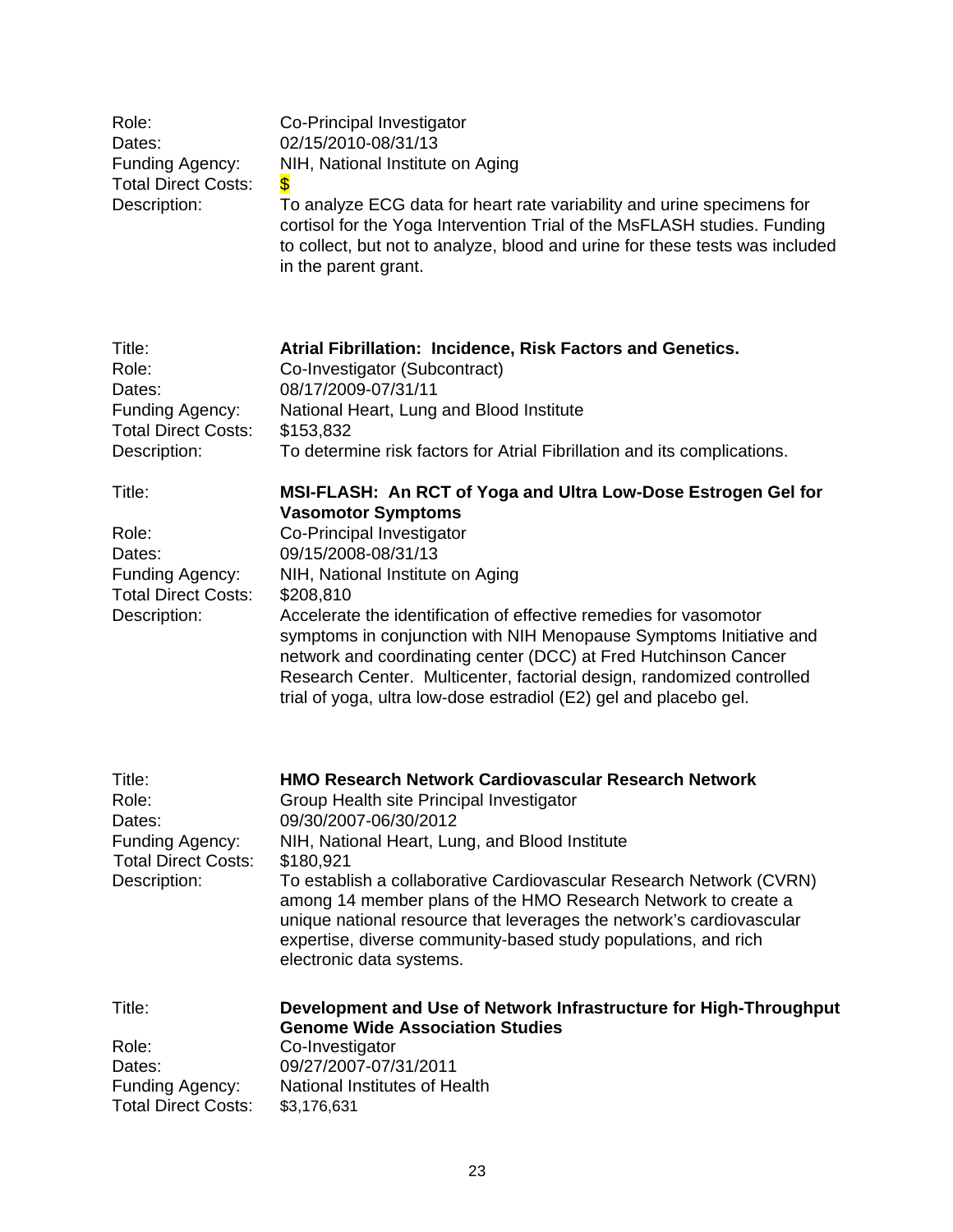Role: Co-Principal Investigator
Dates: 02/15/2010-08/31/13
Funding Agency: NIH, National Institute on Aging
Total Direct Costs: $
Description: To analyze ECG data for heart rate variability and urine specimens for cortisol for the Yoga Intervention Trial of the MsFLASH studies. Funding to collect, but not to analyze, blood and urine for these tests was included in the parent grant.

Title: **Atrial Fibrillation: Incidence, Risk Factors and Genetics.**
Role: Co-Investigator (Subcontract)
Dates: 08/17/2009-07/31/11
Funding Agency: National Heart, Lung and Blood Institute
Total Direct Costs: $153,832
Description: To determine risk factors for Atrial Fibrillation and its complications.

Title: **MSI-FLASH: An RCT of Yoga and Ultra Low-Dose Estrogen Gel for Vasomotor Symptoms**
Role: Co-Principal Investigator
Dates: 09/15/2008-08/31/13
Funding Agency: NIH, National Institute on Aging
Total Direct Costs: $208,810
Description: Accelerate the identification of effective remedies for vasomotor symptoms in conjunction with NIH Menopause Symptoms Initiative and network and coordinating center (DCC) at Fred Hutchinson Cancer Research Center. Multicenter, factorial design, randomized controlled trial of yoga, ultra low-dose estradiol (E2) gel and placebo gel.

Title: **HMO Research Network Cardiovascular Research Network**
Role: Group Health site Principal Investigator
Dates: 09/30/2007-06/30/2012
Funding Agency: NIH, National Heart, Lung, and Blood Institute
Total Direct Costs: $180,921
Description: To establish a collaborative Cardiovascular Research Network (CVRN) among 14 member plans of the HMO Research Network to create a unique national resource that leverages the network's cardiovascular expertise, diverse community-based study populations, and rich electronic data systems.

Title: **Development and Use of Network Infrastructure for High-Throughput Genome Wide Association Studies**
Role: Co-Investigator
Dates: 09/27/2007-07/31/2011
Funding Agency: National Institutes of Health
Total Direct Costs: $3,176,631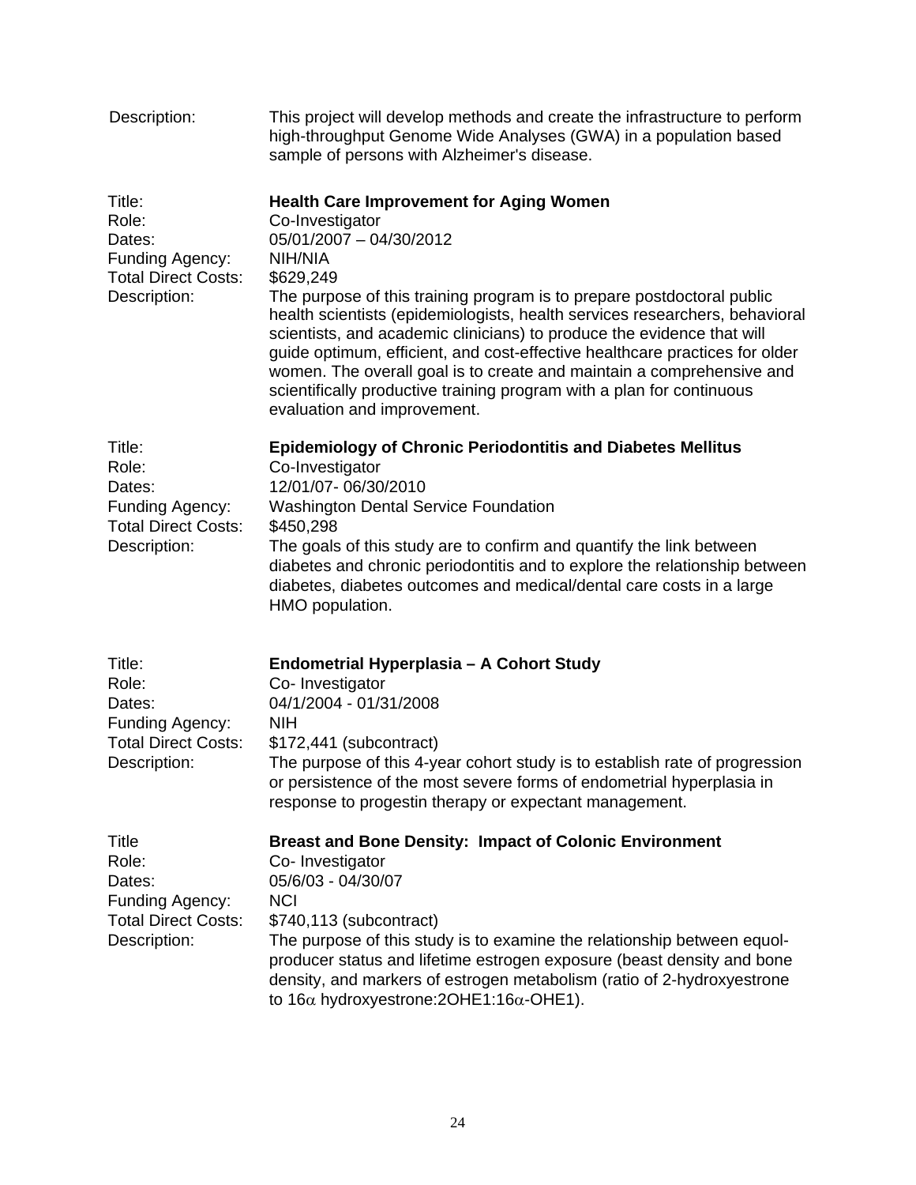Description: This project will develop methods and create the infrastructure to perform high-throughput Genome Wide Analyses (GWA) in a population based sample of persons with Alzheimer's disease.

Title: **Health Care Improvement for Aging Women**
Role: Co-Investigator
Dates: 05/01/2007 – 04/30/2012
Funding Agency: NIH/NIA
Total Direct Costs: $629,249
Description: The purpose of this training program is to prepare postdoctoral public health scientists (epidemiologists, health services researchers, behavioral scientists, and academic clinicians) to produce the evidence that will guide optimum, efficient, and cost-effective healthcare practices for older women. The overall goal is to create and maintain a comprehensive and scientifically productive training program with a plan for continuous evaluation and improvement.

Title: **Epidemiology of Chronic Periodontitis and Diabetes Mellitus**
Role: Co-Investigator
Dates: 12/01/07- 06/30/2010
Funding Agency: Washington Dental Service Foundation
Total Direct Costs: $450,298
Description: The goals of this study are to confirm and quantify the link between diabetes and chronic periodontitis and to explore the relationship between diabetes, diabetes outcomes and medical/dental care costs in a large HMO population.

Title: **Endometrial Hyperplasia – A Cohort Study**
Role: Co- Investigator
Dates: 04/1/2004 - 01/31/2008
Funding Agency: NIH
Total Direct Costs: $172,441 (subcontract)
Description: The purpose of this 4-year cohort study is to establish rate of progression or persistence of the most severe forms of endometrial hyperplasia in response to progestin therapy or expectant management.

Title **Breast and Bone Density: Impact of Colonic Environment**
Role: Co- Investigator
Dates: 05/6/03 - 04/30/07
Funding Agency: NCI
Total Direct Costs: $740,113 (subcontract)
Description: The purpose of this study is to examine the relationship between equol-producer status and lifetime estrogen exposure (beast density and bone density, and markers of estrogen metabolism (ratio of 2-hydroxyestrone to 16$\alpha$ hydroxyestrone:2OHE1:16$\alpha$-OHE1).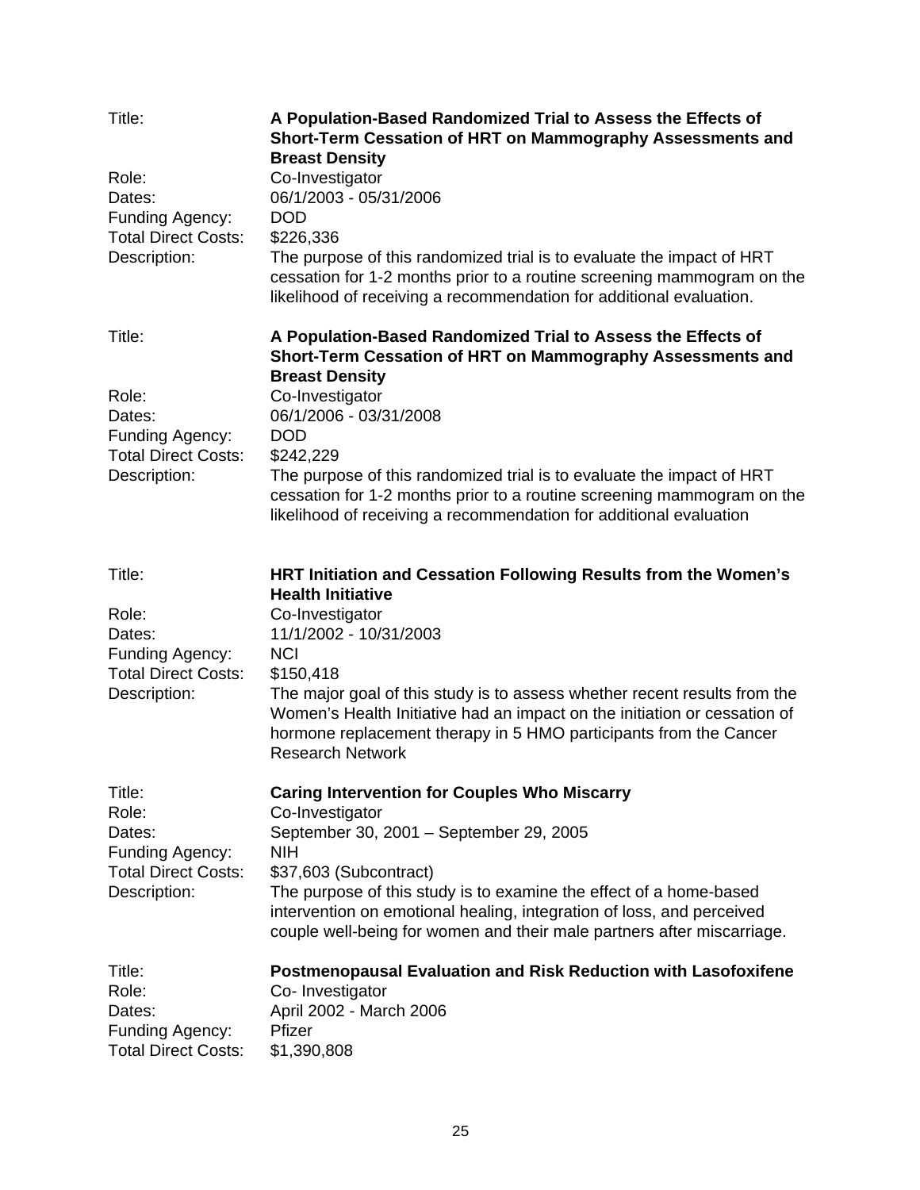| | |
|---|---|
| Title: | **A Population-Based Randomized Trial to Assess the Effects of Short-Term Cessation of HRT on Mammography Assessments and Breast Density** |
| Role: | Co-Investigator |
| Dates: | 06/1/2003 - 05/31/2006 |
| Funding Agency: | DOD |
| Total Direct Costs: | $226,336 |
| Description: | The purpose of this randomized trial is to evaluate the impact of HRT cessation for 1-2 months prior to a routine screening mammogram on the likelihood of receiving a recommendation for additional evaluation. |

| | |
|---|---|
| Title: | **A Population-Based Randomized Trial to Assess the Effects of Short-Term Cessation of HRT on Mammography Assessments and Breast Density** |
| Role: | Co-Investigator |
| Dates: | 06/1/2006 - 03/31/2008 |
| Funding Agency: | DOD |
| Total Direct Costs: | $242,229 |
| Description: | The purpose of this randomized trial is to evaluate the impact of HRT cessation for 1-2 months prior to a routine screening mammogram on the likelihood of receiving a recommendation for additional evaluation |

| | |
|---|---|
| Title: | **HRT Initiation and Cessation Following Results from the Women's Health Initiative** |
| Role: | Co-Investigator |
| Dates: | 11/1/2002 - 10/31/2003 |
| Funding Agency: | NCI |
| Total Direct Costs: | $150,418 |
| Description: | The major goal of this study is to assess whether recent results from the Women's Health Initiative had an impact on the initiation or cessation of hormone replacement therapy in 5 HMO participants from the Cancer Research Network |

| | |
|---|---|
| Title: | **Caring Intervention for Couples Who Miscarry** |
| Role: | Co-Investigator |
| Dates: | September 30, 2001 – September 29, 2005 |
| Funding Agency: | NIH |
| Total Direct Costs: | $37,603 (Subcontract) |
| Description: | The purpose of this study is to examine the effect of a home-based intervention on emotional healing, integration of loss, and perceived couple well-being for women and their male partners after miscarriage. |

| | |
|---|---|
| Title: | **Postmenopausal Evaluation and Risk Reduction with Lasofoxifene** |
| Role: | Co- Investigator |
| Dates: | April 2002 - March 2006 |
| Funding Agency: | Pfizer |
| Total Direct Costs: | $1,390,808 |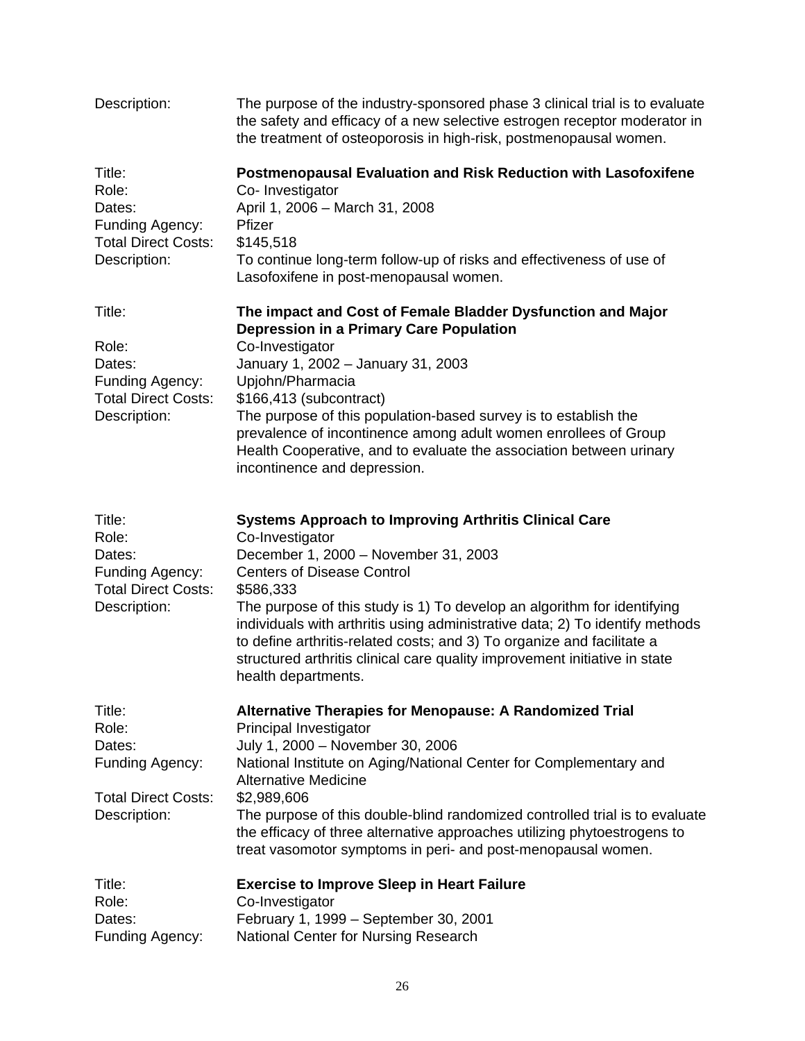Description: The purpose of the industry-sponsored phase 3 clinical trial is to evaluate the safety and efficacy of a new selective estrogen receptor moderator in the treatment of osteoporosis in high-risk, postmenopausal women.

Title: **Postmenopausal Evaluation and Risk Reduction with Lasofoxifene**
Role: Co- Investigator
Dates: April 1, 2006 – March 31, 2008
Funding Agency: Pfizer
Total Direct Costs: $145,518
Description: To continue long-term follow-up of risks and effectiveness of use of Lasofoxifene in post-menopausal women.

Title: **The impact and Cost of Female Bladder Dysfunction and Major Depression in a Primary Care Population**
Role: Co-Investigator
Dates: January 1, 2002 – January 31, 2003
Funding Agency: Upjohn/Pharmacia
Total Direct Costs: $166,413 (subcontract)
Description: The purpose of this population-based survey is to establish the prevalence of incontinence among adult women enrollees of Group Health Cooperative, and to evaluate the association between urinary incontinence and depression.

Title: **Systems Approach to Improving Arthritis Clinical Care**
Role: Co-Investigator
Dates: December 1, 2000 – November 31, 2003
Funding Agency: Centers of Disease Control
Total Direct Costs: $586,333
Description: The purpose of this study is 1) To develop an algorithm for identifying individuals with arthritis using administrative data; 2) To identify methods to define arthritis-related costs; and 3) To organize and facilitate a structured arthritis clinical care quality improvement initiative in state health departments.

Title: **Alternative Therapies for Menopause: A Randomized Trial**
Role: Principal Investigator
Dates: July 1, 2000 – November 30, 2006
Funding Agency: National Institute on Aging/National Center for Complementary and Alternative Medicine
Total Direct Costs: $2,989,606
Description: The purpose of this double-blind randomized controlled trial is to evaluate the efficacy of three alternative approaches utilizing phytoestrogens to treat vasomotor symptoms in peri- and post-menopausal women.

Title: **Exercise to Improve Sleep in Heart Failure**
Role: Co-Investigator
Dates: February 1, 1999 – September 30, 2001
Funding Agency: National Center for Nursing Research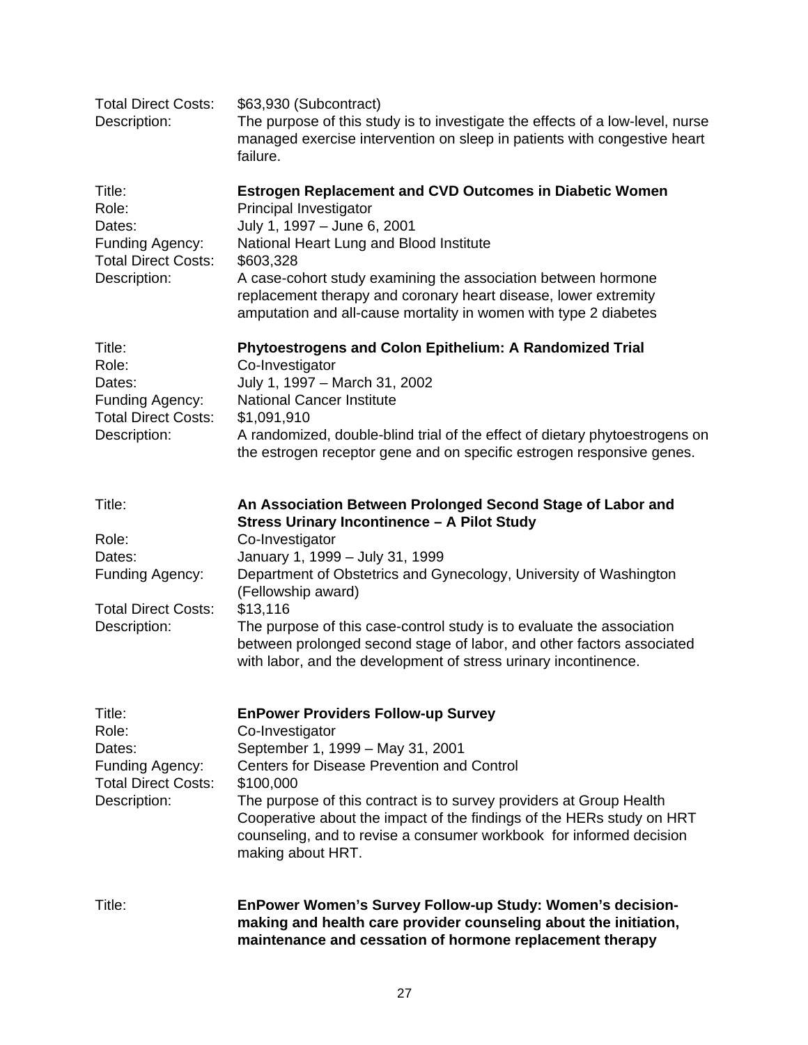Total Direct Costs: $63,930 (Subcontract)
Description: The purpose of this study is to investigate the effects of a low-level, nurse managed exercise intervention on sleep in patients with congestive heart failure.

Title: **Estrogen Replacement and CVD Outcomes in Diabetic Women**
Role: Principal Investigator
Dates: July 1, 1997 – June 6, 2001
Funding Agency: National Heart Lung and Blood Institute
Total Direct Costs: $603,328
Description: A case-cohort study examining the association between hormone replacement therapy and coronary heart disease, lower extremity amputation and all-cause mortality in women with type 2 diabetes

Title: **Phytoestrogens and Colon Epithelium: A Randomized Trial**
Role: Co-Investigator
Dates: July 1, 1997 – March 31, 2002
Funding Agency: National Cancer Institute
Total Direct Costs: $1,091,910
Description: A randomized, double-blind trial of the effect of dietary phytoestrogens on the estrogen receptor gene and on specific estrogen responsive genes.

Title: **An Association Between Prolonged Second Stage of Labor and Stress Urinary Incontinence – A Pilot Study**
Role: Co-Investigator
Dates: January 1, 1999 – July 31, 1999
Funding Agency: Department of Obstetrics and Gynecology, University of Washington (Fellowship award)
Total Direct Costs: $13,116
Description: The purpose of this case-control study is to evaluate the association between prolonged second stage of labor, and other factors associated with labor, and the development of stress urinary incontinence.

Title: **EnPower Providers Follow-up Survey**
Role: Co-Investigator
Dates: September 1, 1999 – May 31, 2001
Funding Agency: Centers for Disease Prevention and Control
Total Direct Costs: $100,000
Description: The purpose of this contract is to survey providers at Group Health Cooperative about the impact of the findings of the HERs study on HRT counseling, and to revise a consumer workbook for informed decision making about HRT.

Title: **EnPower Women's Survey Follow-up Study: Women's decision-making and health care provider counseling about the initiation, maintenance and cessation of hormone replacement therapy**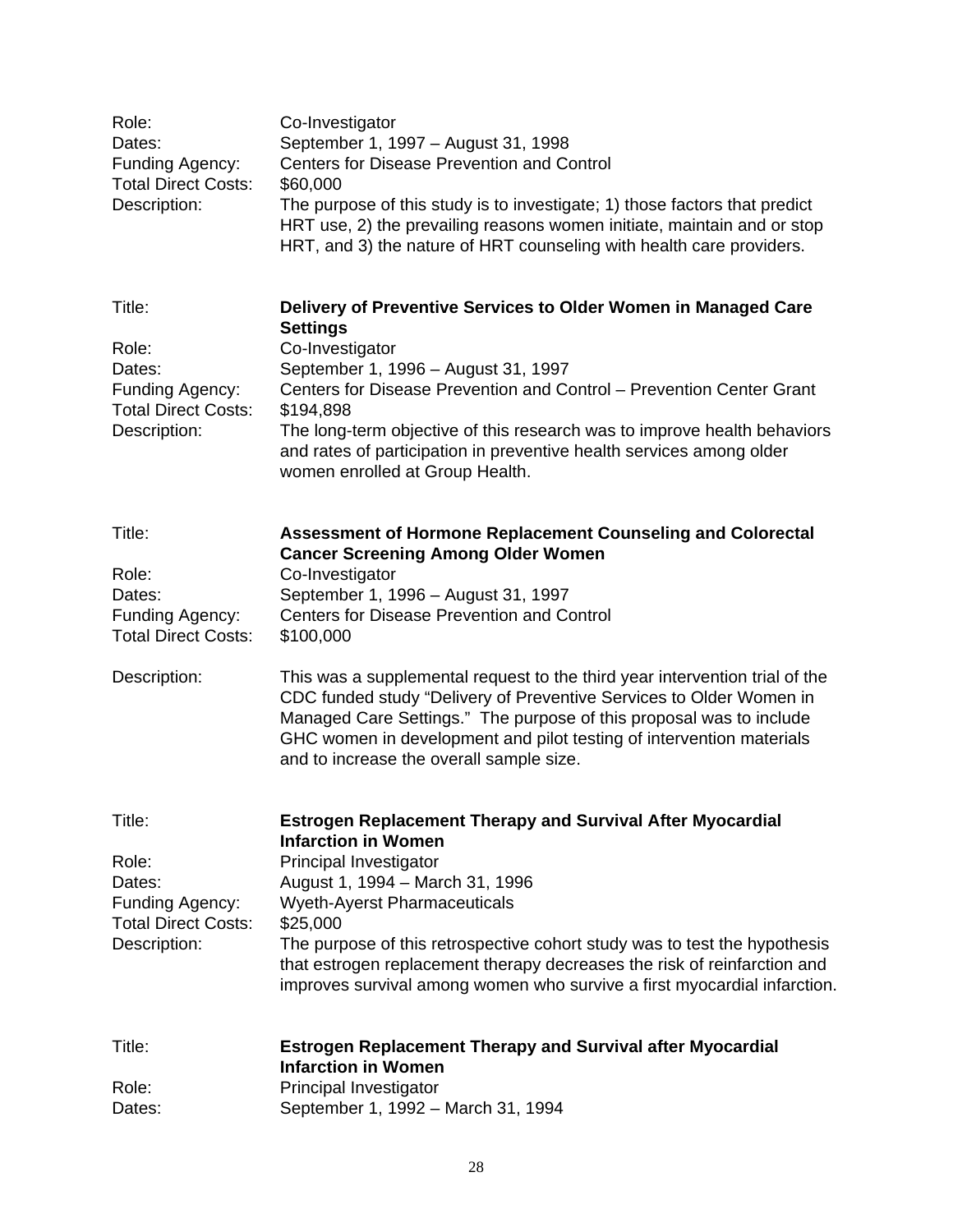| | |
|---|---|
| Role: | Co-Investigator |
| Dates: | September 1, 1997 – August 31, 1998 |
| Funding Agency: | Centers for Disease Prevention and Control |
| Total Direct Costs: | $60,000 |
| Description: | The purpose of this study is to investigate; 1) those factors that predict HRT use, 2) the prevailing reasons women initiate, maintain and or stop HRT, and 3) the nature of HRT counseling with health care providers. |

| | |
|---|---|
| Title: | **Delivery of Preventive Services to Older Women in Managed Care Settings** |
| Role: | Co-Investigator |
| Dates: | September 1, 1996 – August 31, 1997 |
| Funding Agency: | Centers for Disease Prevention and Control – Prevention Center Grant |
| Total Direct Costs: | $194,898 |
| Description: | The long-term objective of this research was to improve health behaviors and rates of participation in preventive health services among older women enrolled at Group Health. |

| | |
|---|---|
| Title: | **Assessment of Hormone Replacement Counseling and Colorectal Cancer Screening Among Older Women** |
| Role: | Co-Investigator |
| Dates: | September 1, 1996 – August 31, 1997 |
| Funding Agency: | Centers for Disease Prevention and Control |
| Total Direct Costs: | $100,000 |
| Description: | This was a supplemental request to the third year intervention trial of the CDC funded study "Delivery of Preventive Services to Older Women in Managed Care Settings." The purpose of this proposal was to include GHC women in development and pilot testing of intervention materials and to increase the overall sample size. |

| | |
|---|---|
| Title: | **Estrogen Replacement Therapy and Survival After Myocardial Infarction in Women** |
| Role: | Principal Investigator |
| Dates: | August 1, 1994 – March 31, 1996 |
| Funding Agency: | Wyeth-Ayerst Pharmaceuticals |
| Total Direct Costs: | $25,000 |
| Description: | The purpose of this retrospective cohort study was to test the hypothesis that estrogen replacement therapy decreases the risk of reinfarction and improves survival among women who survive a first myocardial infarction. |

| | |
|---|---|
| Title: | **Estrogen Replacement Therapy and Survival after Myocardial Infarction in Women** |
| Role: | Principal Investigator |
| Dates: | September 1, 1992 – March 31, 1994 |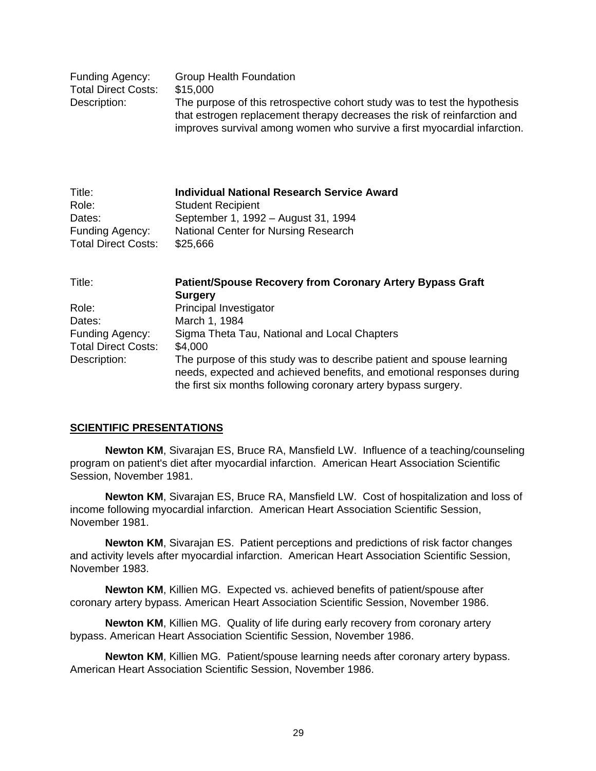Funding Agency: Group Health Foundation
Total Direct Costs: $15,000
Description: The purpose of this retrospective cohort study was to test the hypothesis that estrogen replacement therapy decreases the risk of reinfarction and improves survival among women who survive a first myocardial infarction.

Title: **Individual National Research Service Award**
Role: Student Recipient
Dates: September 1, 1992 – August 31, 1994
Funding Agency: National Center for Nursing Research
Total Direct Costs: $25,666

Title: **Patient/Spouse Recovery from Coronary Artery Bypass Graft Surgery**
Role: Principal Investigator
Dates: March 1, 1984
Funding Agency: Sigma Theta Tau, National and Local Chapters
Total Direct Costs: $4,000
Description: The purpose of this study was to describe patient and spouse learning needs, expected and achieved benefits, and emotional responses during the first six months following coronary artery bypass surgery.

## SCIENTIFIC PRESENTATIONS

**Newton KM**, Sivarajan ES, Bruce RA, Mansfield LW. Influence of a teaching/counseling program on patient's diet after myocardial infarction. American Heart Association Scientific Session, November 1981.

**Newton KM**, Sivarajan ES, Bruce RA, Mansfield LW. Cost of hospitalization and loss of income following myocardial infarction. American Heart Association Scientific Session, November 1981.

**Newton KM**, Sivarajan ES. Patient perceptions and predictions of risk factor changes and activity levels after myocardial infarction. American Heart Association Scientific Session, November 1983.

**Newton KM**, Killien MG. Expected vs. achieved benefits of patient/spouse after coronary artery bypass. American Heart Association Scientific Session, November 1986.

**Newton KM**, Killien MG. Quality of life during early recovery from coronary artery bypass. American Heart Association Scientific Session, November 1986.

**Newton KM**, Killien MG. Patient/spouse learning needs after coronary artery bypass. American Heart Association Scientific Session, November 1986.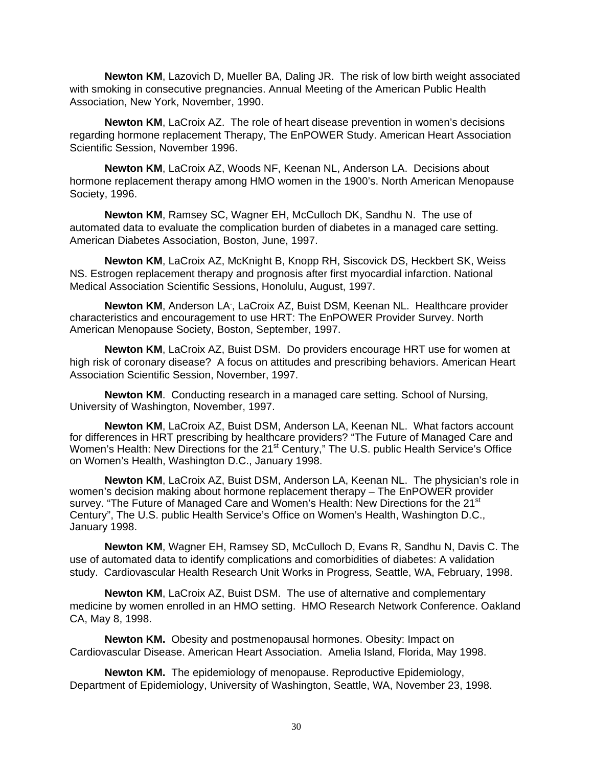**Newton KM**, Lazovich D, Mueller BA, Daling JR. The risk of low birth weight associated with smoking in consecutive pregnancies. Annual Meeting of the American Public Health Association, New York, November, 1990.

**Newton KM**, LaCroix AZ. The role of heart disease prevention in women's decisions regarding hormone replacement Therapy, The EnPOWER Study. American Heart Association Scientific Session, November 1996.

**Newton KM**, LaCroix AZ, Woods NF, Keenan NL, Anderson LA. Decisions about hormone replacement therapy among HMO women in the 1900's. North American Menopause Society, 1996.

**Newton KM**, Ramsey SC, Wagner EH, McCulloch DK, Sandhu N. The use of automated data to evaluate the complication burden of diabetes in a managed care setting. American Diabetes Association, Boston, June, 1997.

**Newton KM**, LaCroix AZ, McKnight B, Knopp RH, Siscovick DS, Heckbert SK, Weiss NS. Estrogen replacement therapy and prognosis after first myocardial infarction. National Medical Association Scientific Sessions, Honolulu, August, 1997.

**Newton KM**, Anderson LA, LaCroix AZ, Buist DSM, Keenan NL. Healthcare provider characteristics and encouragement to use HRT: The EnPOWER Provider Survey. North American Menopause Society, Boston, September, 1997.

**Newton KM**, LaCroix AZ, Buist DSM. Do providers encourage HRT use for women at high risk of coronary disease? A focus on attitudes and prescribing behaviors. American Heart Association Scientific Session, November, 1997.

**Newton KM**. Conducting research in a managed care setting. School of Nursing, University of Washington, November, 1997.

**Newton KM**, LaCroix AZ, Buist DSM, Anderson LA, Keenan NL. What factors account for differences in HRT prescribing by healthcare providers? "The Future of Managed Care and Women's Health: New Directions for the 21st Century," The U.S. public Health Service's Office on Women's Health, Washington D.C., January 1998.

**Newton KM**, LaCroix AZ, Buist DSM, Anderson LA, Keenan NL. The physician's role in women's decision making about hormone replacement therapy – The EnPOWER provider survey. "The Future of Managed Care and Women's Health: New Directions for the 21st Century", The U.S. public Health Service's Office on Women's Health, Washington D.C., January 1998.

**Newton KM**, Wagner EH, Ramsey SD, McCulloch D, Evans R, Sandhu N, Davis C. The use of automated data to identify complications and comorbidities of diabetes: A validation study. Cardiovascular Health Research Unit Works in Progress, Seattle, WA, February, 1998.

**Newton KM**, LaCroix AZ, Buist DSM. The use of alternative and complementary medicine by women enrolled in an HMO setting. HMO Research Network Conference. Oakland CA, May 8, 1998.

**Newton KM.** Obesity and postmenopausal hormones. Obesity: Impact on Cardiovascular Disease. American Heart Association. Amelia Island, Florida, May 1998.

**Newton KM.** The epidemiology of menopause. Reproductive Epidemiology, Department of Epidemiology, University of Washington, Seattle, WA, November 23, 1998.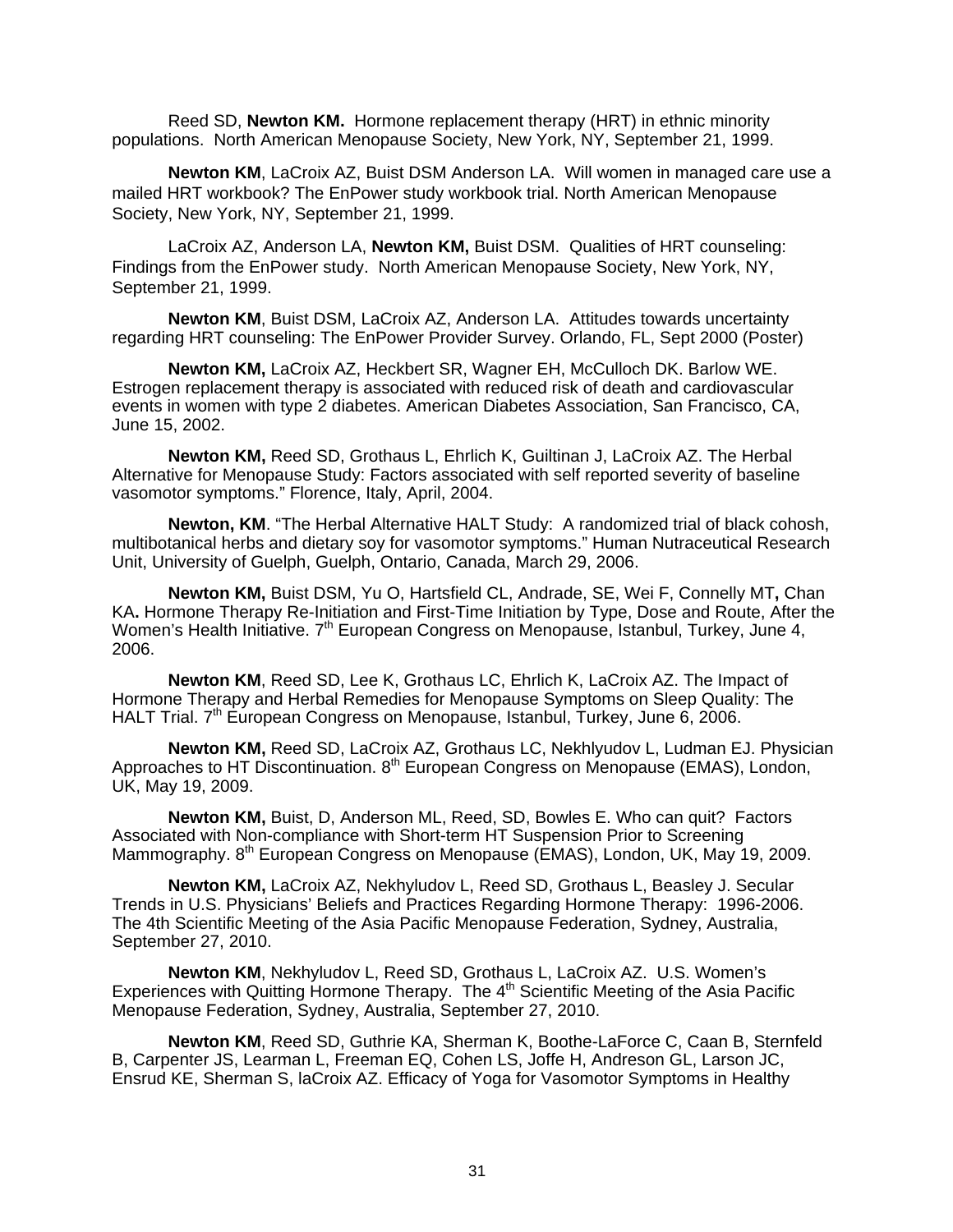Reed SD, **Newton KM.** Hormone replacement therapy (HRT) in ethnic minority populations. North American Menopause Society, New York, NY, September 21, 1999.

**Newton KM**, LaCroix AZ, Buist DSM Anderson LA. Will women in managed care use a mailed HRT workbook? The EnPower study workbook trial. North American Menopause Society, New York, NY, September 21, 1999.

LaCroix AZ, Anderson LA, **Newton KM,** Buist DSM. Qualities of HRT counseling: Findings from the EnPower study. North American Menopause Society, New York, NY, September 21, 1999.

**Newton KM**, Buist DSM, LaCroix AZ, Anderson LA. Attitudes towards uncertainty regarding HRT counseling: The EnPower Provider Survey. Orlando, FL, Sept 2000 (Poster)

**Newton KM,** LaCroix AZ, Heckbert SR, Wagner EH, McCulloch DK. Barlow WE. Estrogen replacement therapy is associated with reduced risk of death and cardiovascular events in women with type 2 diabetes. American Diabetes Association, San Francisco, CA, June 15, 2002.

**Newton KM,** Reed SD, Grothaus L, Ehrlich K, Guiltinan J, LaCroix AZ. The Herbal Alternative for Menopause Study: Factors associated with self reported severity of baseline vasomotor symptoms." Florence, Italy, April, 2004.

**Newton, KM**. "The Herbal Alternative HALT Study: A randomized trial of black cohosh, multibotanical herbs and dietary soy for vasomotor symptoms." Human Nutraceutical Research Unit, University of Guelph, Guelph, Ontario, Canada, March 29, 2006.

**Newton KM,** Buist DSM, Yu O, Hartsfield CL, Andrade, SE, Wei F, Connelly MT**,** Chan KA**.** Hormone Therapy Re-Initiation and First-Time Initiation by Type, Dose and Route, After the Women's Health Initiative. 7th European Congress on Menopause, Istanbul, Turkey, June 4, 2006.

**Newton KM**, Reed SD, Lee K, Grothaus LC, Ehrlich K, LaCroix AZ. The Impact of Hormone Therapy and Herbal Remedies for Menopause Symptoms on Sleep Quality: The HALT Trial. 7th European Congress on Menopause, Istanbul, Turkey, June 6, 2006.

**Newton KM,** Reed SD, LaCroix AZ, Grothaus LC, Nekhlyudov L, Ludman EJ. Physician Approaches to HT Discontinuation. 8th European Congress on Menopause (EMAS), London, UK, May 19, 2009.

**Newton KM,** Buist, D, Anderson ML, Reed, SD, Bowles E. Who can quit? Factors Associated with Non-compliance with Short-term HT Suspension Prior to Screening Mammography. 8th European Congress on Menopause (EMAS), London, UK, May 19, 2009.

**Newton KM,** LaCroix AZ, Nekhyludov L, Reed SD, Grothaus L, Beasley J. Secular Trends in U.S. Physicians' Beliefs and Practices Regarding Hormone Therapy: 1996-2006. The 4th Scientific Meeting of the Asia Pacific Menopause Federation, Sydney, Australia, September 27, 2010.

**Newton KM**, Nekhyludov L, Reed SD, Grothaus L, LaCroix AZ. U.S. Women's Experiences with Quitting Hormone Therapy. The 4th Scientific Meeting of the Asia Pacific Menopause Federation, Sydney, Australia, September 27, 2010.

**Newton KM**, Reed SD, Guthrie KA, Sherman K, Boothe-LaForce C, Caan B, Sternfeld B, Carpenter JS, Learman L, Freeman EQ, Cohen LS, Joffe H, Andreson GL, Larson JC, Ensrud KE, Sherman S, laCroix AZ. Efficacy of Yoga for Vasomotor Symptoms in Healthy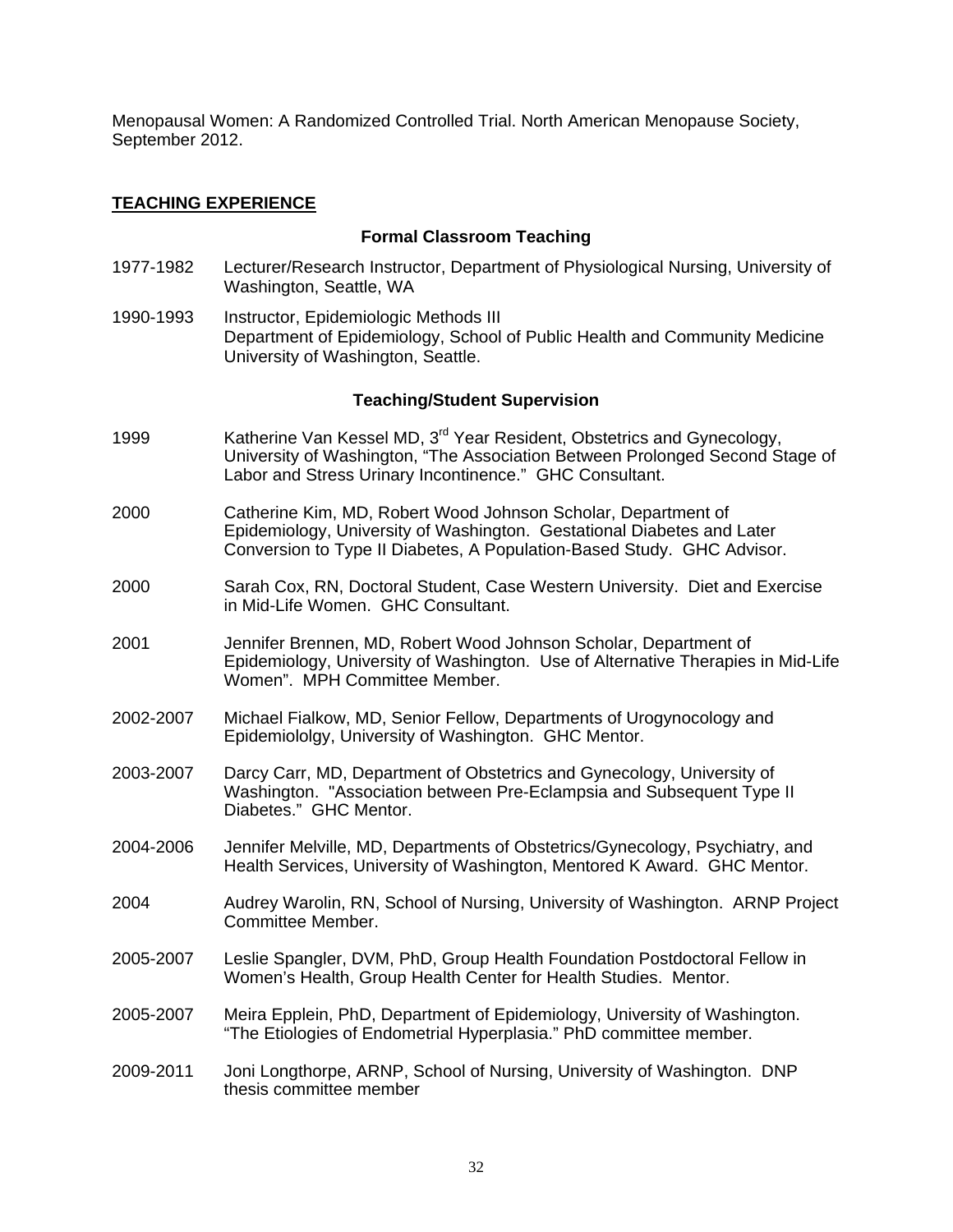Menopausal Women: A Randomized Controlled Trial. North American Menopause Society, September 2012.

## TEACHING EXPERIENCE

### Formal Classroom Teaching

1977-1982 Lecturer/Research Instructor, Department of Physiological Nursing, University of Washington, Seattle, WA

1990-1993 Instructor, Epidemiologic Methods III
Department of Epidemiology, School of Public Health and Community Medicine
University of Washington, Seattle.

### Teaching/Student Supervision

1999 Katherine Van Kessel MD, 3rd Year Resident, Obstetrics and Gynecology, University of Washington, "The Association Between Prolonged Second Stage of Labor and Stress Urinary Incontinence." GHC Consultant.

2000 Catherine Kim, MD, Robert Wood Johnson Scholar, Department of Epidemiology, University of Washington. Gestational Diabetes and Later Conversion to Type II Diabetes, A Population-Based Study. GHC Advisor.

2000 Sarah Cox, RN, Doctoral Student, Case Western University. Diet and Exercise in Mid-Life Women. GHC Consultant.

2001 Jennifer Brennen, MD, Robert Wood Johnson Scholar, Department of Epidemiology, University of Washington. Use of Alternative Therapies in Mid-Life Women". MPH Committee Member.

2002-2007 Michael Fialkow, MD, Senior Fellow, Departments of Urogynocology and Epidemiololgy, University of Washington. GHC Mentor.

2003-2007 Darcy Carr, MD, Department of Obstetrics and Gynecology, University of Washington. "Association between Pre-Eclampsia and Subsequent Type II Diabetes." GHC Mentor.

2004-2006 Jennifer Melville, MD, Departments of Obstetrics/Gynecology, Psychiatry, and Health Services, University of Washington, Mentored K Award. GHC Mentor.

2004 Audrey Warolin, RN, School of Nursing, University of Washington. ARNP Project Committee Member.

2005-2007 Leslie Spangler, DVM, PhD, Group Health Foundation Postdoctoral Fellow in Women's Health, Group Health Center for Health Studies. Mentor.

2005-2007 Meira Epplein, PhD, Department of Epidemiology, University of Washington. "The Etiologies of Endometrial Hyperplasia." PhD committee member.

2009-2011 Joni Longthorpe, ARNP, School of Nursing, University of Washington. DNP thesis committee member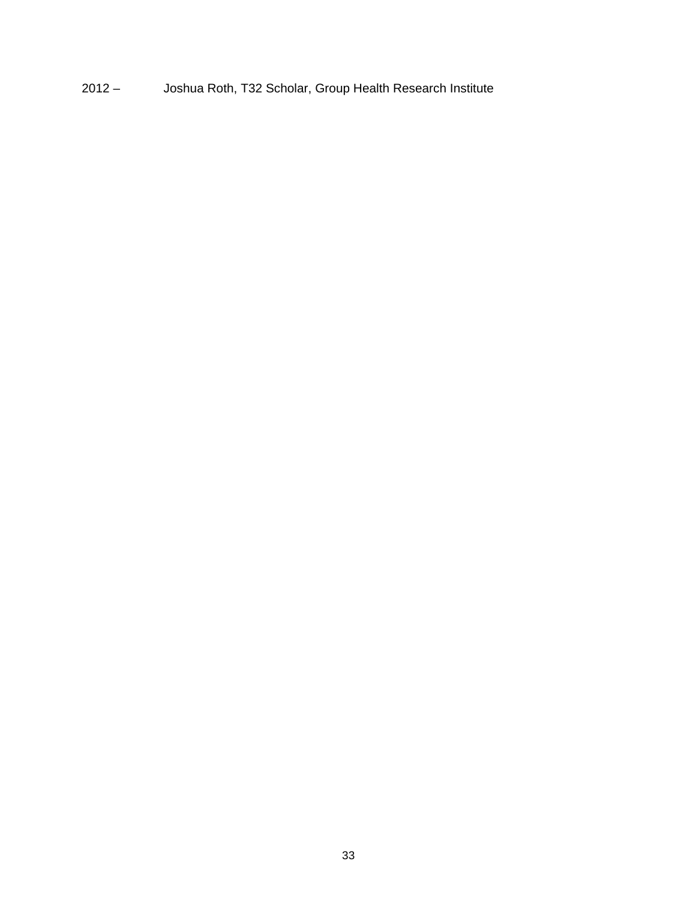2012 – Joshua Roth, T32 Scholar, Group Health Research Institute